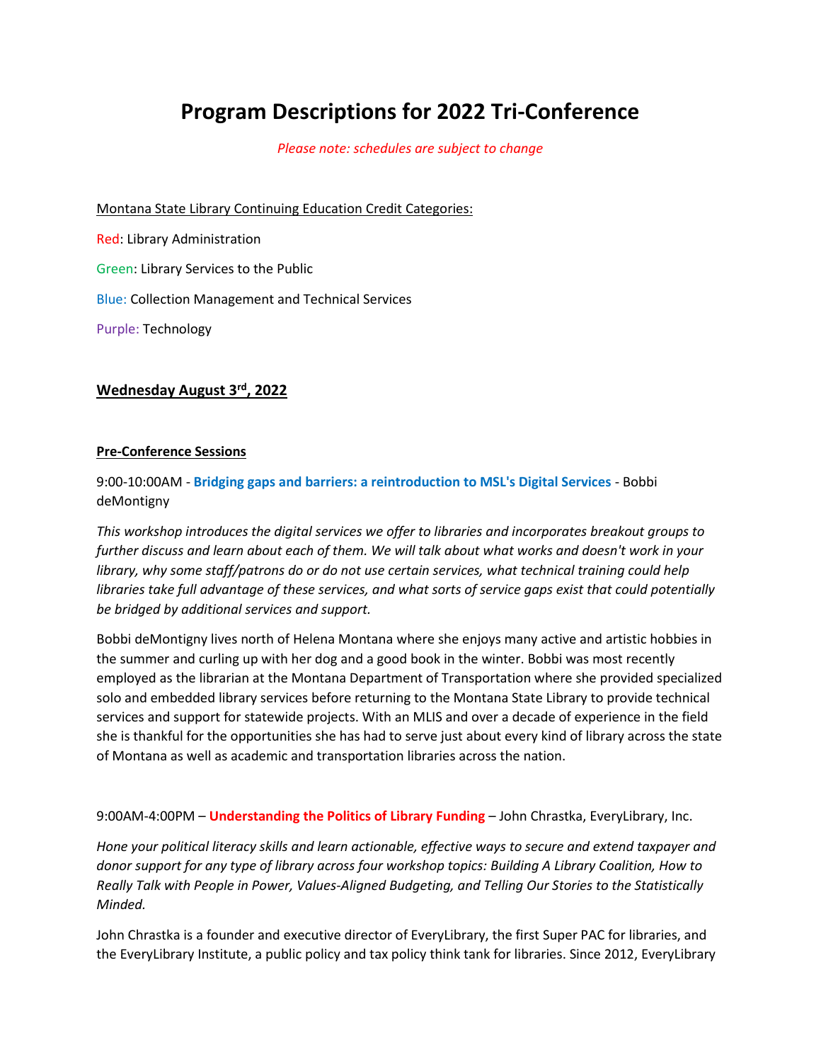# Program Descriptions for 2022 Tri-Conference

*Please note: schedules are subject to change*

Montana State Library Continuing Education Credit Categories:

Red: Library Administration

Green: Library Services to the Public

Blue: Collection Management and Technical Services

Purple: Technology

## Wednesday August 3rd, 2022

### Pre-Conference Sessions

9:00-10:00AM - **Bridging gaps and barriers: a reintroduction to MSL's Digital Services** - Bobbi deMontigny

*This workshop introduces the digital services we offer to libraries and incorporates breakout groups to further discuss and learn about each of them. We will talk about what works and doesn't work in your library, why some staff/patrons do or do not use certain services, what technical training could help libraries take full advantage of these services, and what sorts of service gaps exist that could potentially be bridged by additional services and support.*

Bobbi deMontigny lives north of Helena Montana where she enjoys many active and artistic hobbies in the summer and curling up with her dog and a good book in the winter. Bobbi was most recently employed as the librarian at the Montana Department of Transportation where she provided specialized solo and embedded library services before returning to the Montana State Library to provide technical services and support for statewide projects. With an MLIS and over a decade of experience in the field she is thankful for the opportunities she has had to serve just about every kind of library across the state of Montana as well as academic and transportation libraries across the nation.

9:00AM-4:00PM – **Understanding the Politics of Library Funding** – John Chrastka, EveryLibrary, Inc.

*Hone your political literacy skills and learn actionable, effective ways to secure and extend taxpayer and donor support for any type of library across four workshop topics: Building A Library Coalition, How to Really Talk with People in Power, Values-Aligned Budgeting, and Telling Our Stories to the Statistically Minded.*

John Chrastka is a founder and executive director of EveryLibrary, the first Super PAC for libraries, and the EveryLibrary Institute, a public policy and tax policy think tank for libraries. Since 2012, EveryLibrary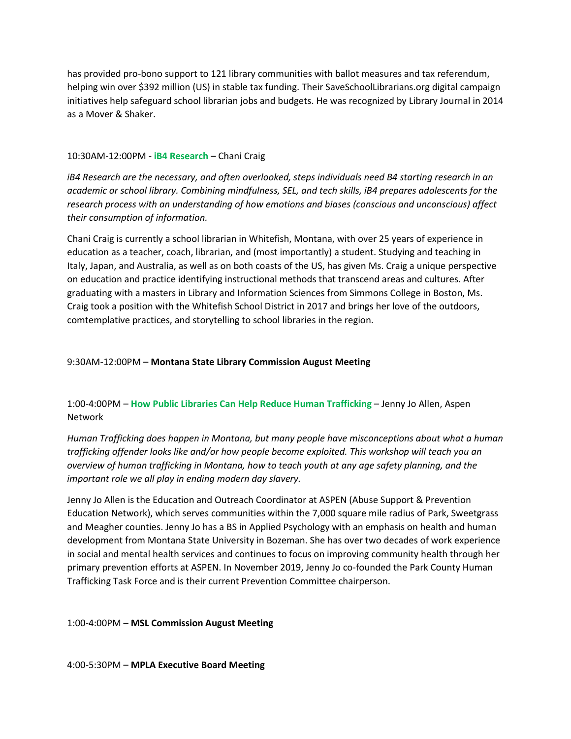has provided pro-bono support to 121 library communities with ballot measures and tax referendum, helping win over $392 million (US) in stable tax funding. Their SaveSchoolLibrarians.org digital campaign initiatives help safeguard school librarian jobs and budgets. He was recognized by Library Journal in 2014 as a Mover & Shaker.

10:30AM-12:00PM - **iB4 Research** – Chani Craig

*iB4 Research are the necessary, and often overlooked, steps individuals need B4 starting research in an academic or school library. Combining mindfulness, SEL, and tech skills, iB4 prepares adolescents for the research process with an understanding of how emotions and biases (conscious and unconscious) affect their consumption of information.*

Chani Craig is currently a school librarian in Whitefish, Montana, with over 25 years of experience in education as a teacher, coach, librarian, and (most importantly) a student. Studying and teaching in Italy, Japan, and Australia, as well as on both coasts of the US, has given Ms. Craig a unique perspective on education and practice identifying instructional methods that transcend areas and cultures. After graduating with a masters in Library and Information Sciences from Simmons College in Boston, Ms. Craig took a position with the Whitefish School District in 2017 and brings her love of the outdoors, comtemplative practices, and storytelling to school libraries in the region.

9:30AM-12:00PM – **Montana State Library Commission August Meeting**

1:00-4:00PM – **How Public Libraries Can Help Reduce Human Trafficking** – Jenny Jo Allen, Aspen Network

*Human Trafficking does happen in Montana, but many people have misconceptions about what a human trafficking offender looks like and/or how people become exploited. This workshop will teach you an overview of human trafficking in Montana, how to teach youth at any age safety planning, and the important role we all play in ending modern day slavery.*

Jenny Jo Allen is the Education and Outreach Coordinator at ASPEN (Abuse Support & Prevention Education Network), which serves communities within the 7,000 square mile radius of Park, Sweetgrass and Meagher counties. Jenny Jo has a BS in Applied Psychology with an emphasis on health and human development from Montana State University in Bozeman. She has over two decades of work experience in social and mental health services and continues to focus on improving community health through her primary prevention efforts at ASPEN. In November 2019, Jenny Jo co-founded the Park County Human Trafficking Task Force and is their current Prevention Committee chairperson.

1:00-4:00PM – **MSL Commission August Meeting**

4:00-5:30PM – **MPLA Executive Board Meeting**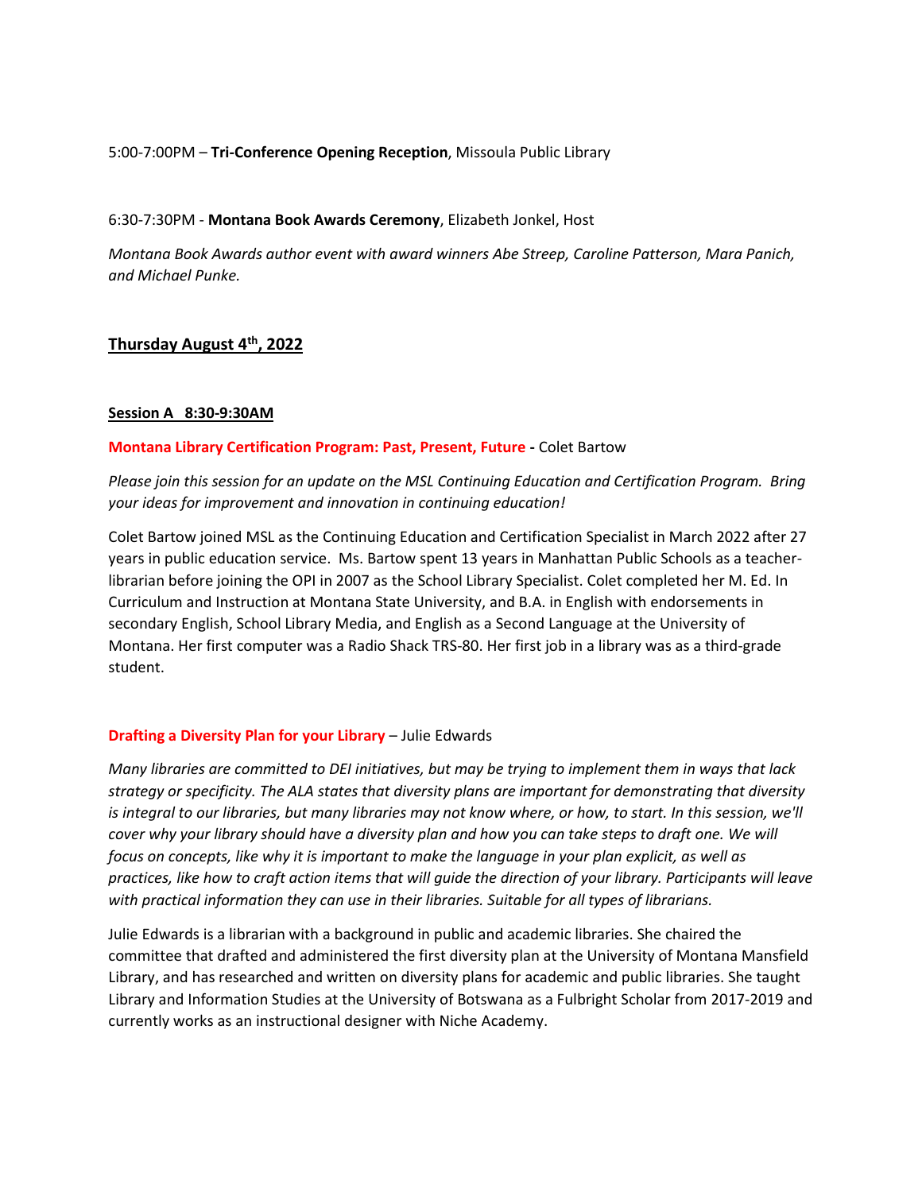5:00-7:00PM – **Tri-Conference Opening Reception**, Missoula Public Library

6:30-7:30PM - **Montana Book Awards Ceremony**, Elizabeth Jonkel, Host

*Montana Book Awards author event with award winners Abe Streep, Caroline Patterson, Mara Panich, and Michael Punke.*

## Thursday August 4th, 2022

### Session A 8:30-9:30AM

**Montana Library Certification Program: Past, Present, Future -** Colet Bartow

*Please join this session for an update on the MSL Continuing Education and Certification Program. Bring your ideas for improvement and innovation in continuing education!*

Colet Bartow joined MSL as the Continuing Education and Certification Specialist in March 2022 after 27 years in public education service. Ms. Bartow spent 13 years in Manhattan Public Schools as a teacher-librarian before joining the OPI in 2007 as the School Library Specialist. Colet completed her M. Ed. In Curriculum and Instruction at Montana State University, and B.A. in English with endorsements in secondary English, School Library Media, and English as a Second Language at the University of Montana. Her first computer was a Radio Shack TRS-80. Her first job in a library was as a third-grade student.

**Drafting a Diversity Plan for your Library** – Julie Edwards

*Many libraries are committed to DEI initiatives, but may be trying to implement them in ways that lack strategy or specificity. The ALA states that diversity plans are important for demonstrating that diversity is integral to our libraries, but many libraries may not know where, or how, to start. In this session, we'll cover why your library should have a diversity plan and how you can take steps to draft one. We will focus on concepts, like why it is important to make the language in your plan explicit, as well as practices, like how to craft action items that will guide the direction of your library. Participants will leave with practical information they can use in their libraries. Suitable for all types of librarians.*

Julie Edwards is a librarian with a background in public and academic libraries. She chaired the committee that drafted and administered the first diversity plan at the University of Montana Mansfield Library, and has researched and written on diversity plans for academic and public libraries. She taught Library and Information Studies at the University of Botswana as a Fulbright Scholar from 2017-2019 and currently works as an instructional designer with Niche Academy.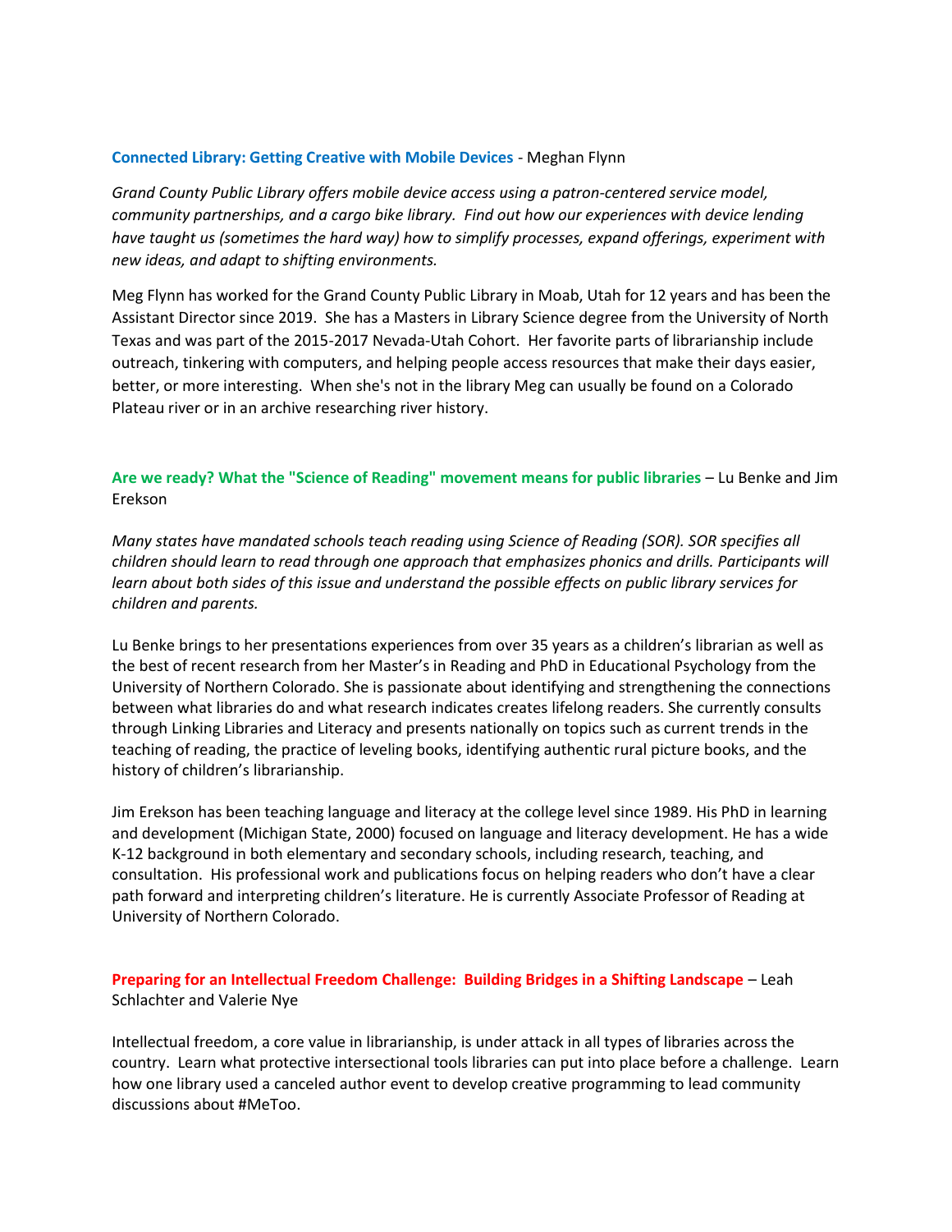**Connected Library: Getting Creative with Mobile Devices** - Meghan Flynn

*Grand County Public Library offers mobile device access using a patron-centered service model, community partnerships, and a cargo bike library. Find out how our experiences with device lending have taught us (sometimes the hard way) how to simplify processes, expand offerings, experiment with new ideas, and adapt to shifting environments.*

Meg Flynn has worked for the Grand County Public Library in Moab, Utah for 12 years and has been the Assistant Director since 2019. She has a Masters in Library Science degree from the University of North Texas and was part of the 2015-2017 Nevada-Utah Cohort. Her favorite parts of librarianship include outreach, tinkering with computers, and helping people access resources that make their days easier, better, or more interesting. When she's not in the library Meg can usually be found on a Colorado Plateau river or in an archive researching river history.

**Are we ready? What the "Science of Reading" movement means for public libraries** – Lu Benke and Jim Erekson

*Many states have mandated schools teach reading using Science of Reading (SOR). SOR specifies all children should learn to read through one approach that emphasizes phonics and drills. Participants will learn about both sides of this issue and understand the possible effects on public library services for children and parents.*

Lu Benke brings to her presentations experiences from over 35 years as a children's librarian as well as the best of recent research from her Master's in Reading and PhD in Educational Psychology from the University of Northern Colorado. She is passionate about identifying and strengthening the connections between what libraries do and what research indicates creates lifelong readers. She currently consults through Linking Libraries and Literacy and presents nationally on topics such as current trends in the teaching of reading, the practice of leveling books, identifying authentic rural picture books, and the history of children's librarianship.

Jim Erekson has been teaching language and literacy at the college level since 1989. His PhD in learning and development (Michigan State, 2000) focused on language and literacy development. He has a wide K-12 background in both elementary and secondary schools, including research, teaching, and consultation. His professional work and publications focus on helping readers who don't have a clear path forward and interpreting children's literature. He is currently Associate Professor of Reading at University of Northern Colorado.

**Preparing for an Intellectual Freedom Challenge: Building Bridges in a Shifting Landscape** – Leah Schlachter and Valerie Nye

Intellectual freedom, a core value in librarianship, is under attack in all types of libraries across the country. Learn what protective intersectional tools libraries can put into place before a challenge. Learn how one library used a canceled author event to develop creative programming to lead community discussions about #MeToo.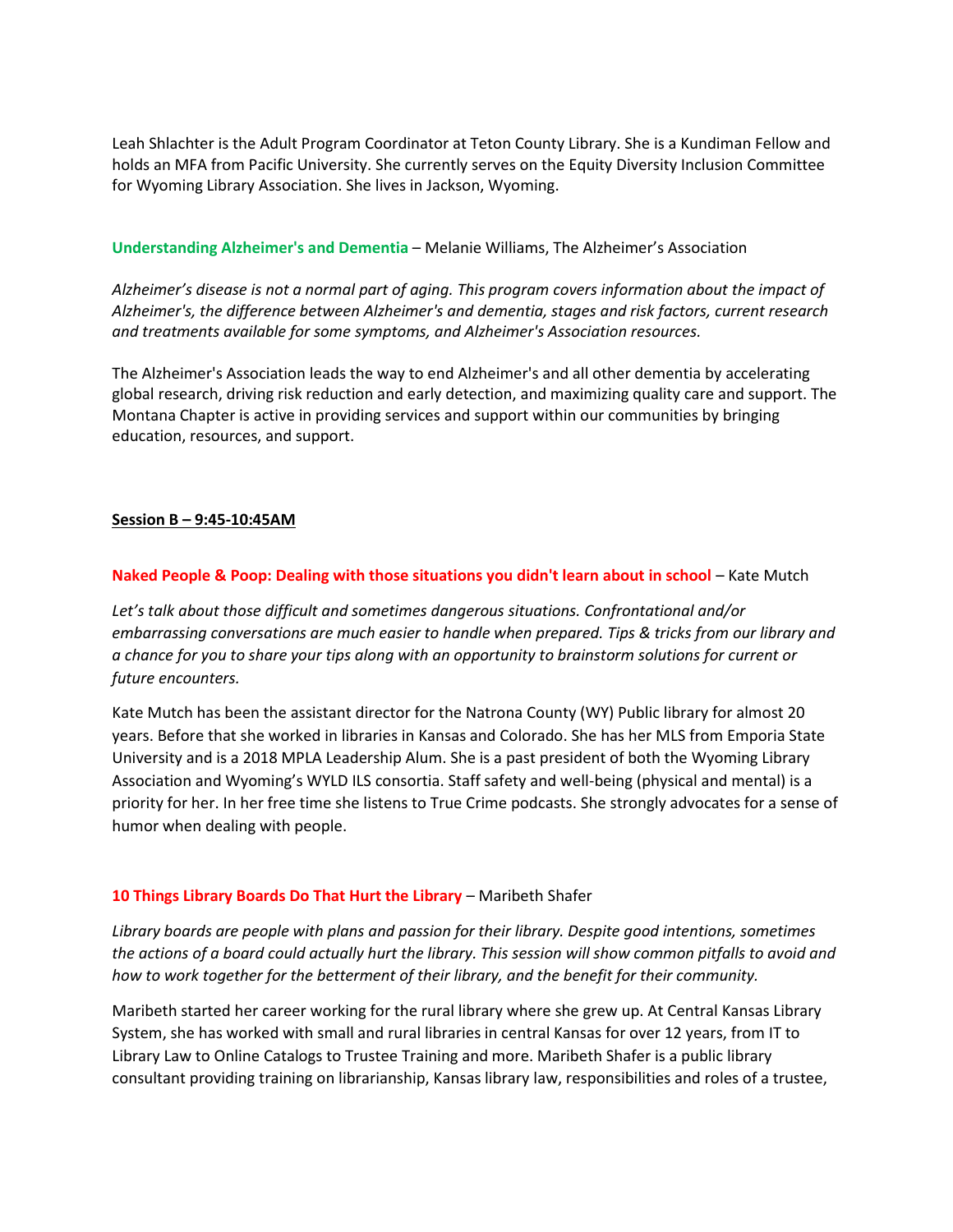Leah Shlachter is the Adult Program Coordinator at Teton County Library. She is a Kundiman Fellow and holds an MFA from Pacific University. She currently serves on the Equity Diversity Inclusion Committee for Wyoming Library Association. She lives in Jackson, Wyoming.

**Understanding Alzheimer's and Dementia** – Melanie Williams, The Alzheimer's Association

*Alzheimer's disease is not a normal part of aging. This program covers information about the impact of Alzheimer's, the difference between Alzheimer's and dementia, stages and risk factors, current research and treatments available for some symptoms, and Alzheimer's Association resources.*

The Alzheimer's Association leads the way to end Alzheimer's and all other dementia by accelerating global research, driving risk reduction and early detection, and maximizing quality care and support. The Montana Chapter is active in providing services and support within our communities by bringing education, resources, and support.

**Session B – 9:45-10:45AM**

**Naked People & Poop: Dealing with those situations you didn't learn about in school** – Kate Mutch

*Let's talk about those difficult and sometimes dangerous situations. Confrontational and/or embarrassing conversations are much easier to handle when prepared. Tips & tricks from our library and a chance for you to share your tips along with an opportunity to brainstorm solutions for current or future encounters.*

Kate Mutch has been the assistant director for the Natrona County (WY) Public library for almost 20 years. Before that she worked in libraries in Kansas and Colorado. She has her MLS from Emporia State University and is a 2018 MPLA Leadership Alum. She is a past president of both the Wyoming Library Association and Wyoming's WYLD ILS consortia. Staff safety and well-being (physical and mental) is a priority for her. In her free time she listens to True Crime podcasts. She strongly advocates for a sense of humor when dealing with people.

**10 Things Library Boards Do That Hurt the Library** – Maribeth Shafer

*Library boards are people with plans and passion for their library. Despite good intentions, sometimes the actions of a board could actually hurt the library. This session will show common pitfalls to avoid and how to work together for the betterment of their library, and the benefit for their community.*

Maribeth started her career working for the rural library where she grew up. At Central Kansas Library System, she has worked with small and rural libraries in central Kansas for over 12 years, from IT to Library Law to Online Catalogs to Trustee Training and more. Maribeth Shafer is a public library consultant providing training on librarianship, Kansas library law, responsibilities and roles of a trustee,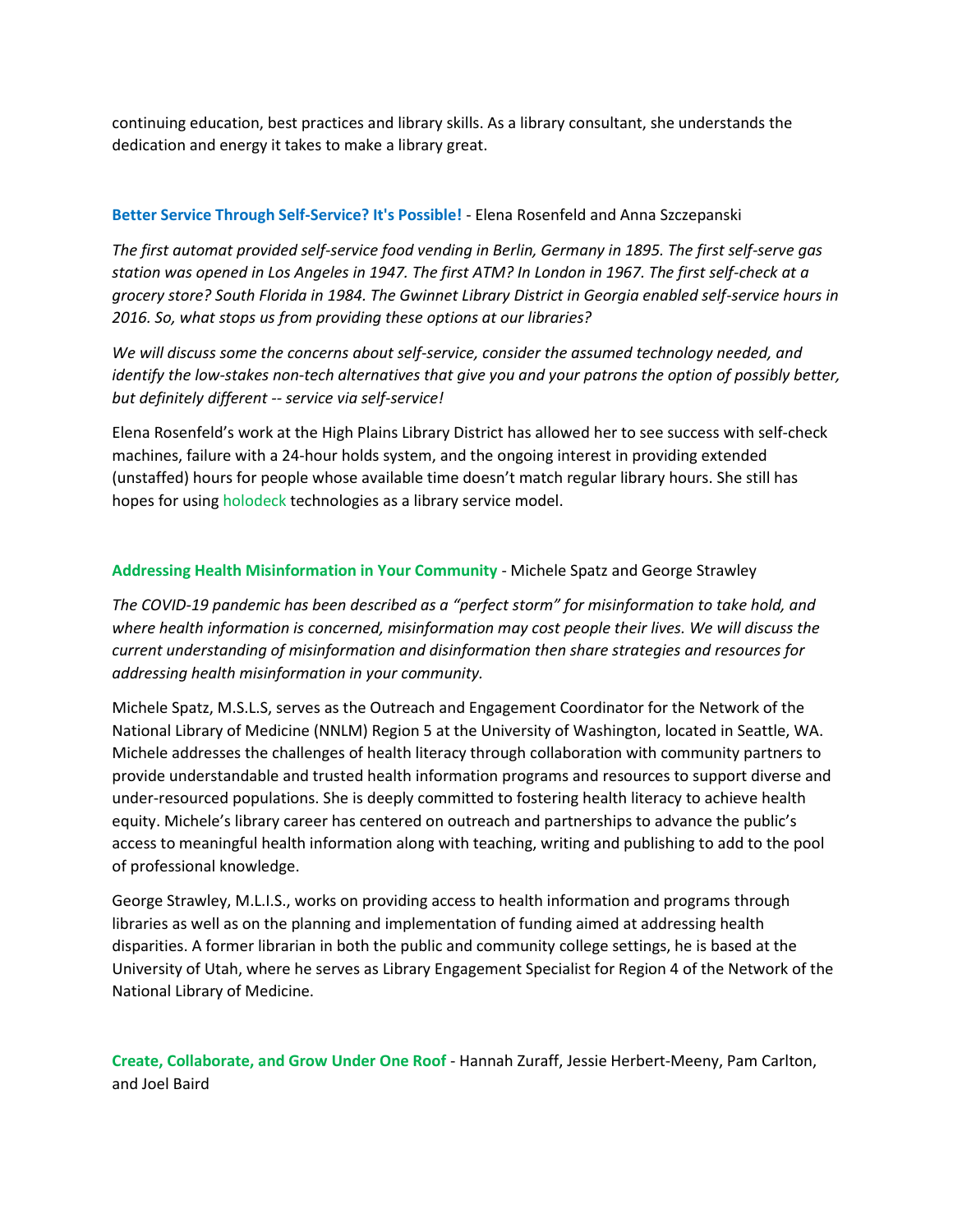continuing education, best practices and library skills. As a library consultant, she understands the dedication and energy it takes to make a library great.

**Better Service Through Self-Service? It's Possible!** - Elena Rosenfeld and Anna Szczepanski

*The first automat provided self-service food vending in Berlin, Germany in 1895. The first self-serve gas station was opened in Los Angeles in 1947. The first ATM? In London in 1967. The first self-check at a grocery store? South Florida in 1984. The Gwinnet Library District in Georgia enabled self-service hours in 2016. So, what stops us from providing these options at our libraries?*

*We will discuss some the concerns about self-service, consider the assumed technology needed, and identify the low-stakes non-tech alternatives that give you and your patrons the option of possibly better, but definitely different -- service via self-service!*

Elena Rosenfeld's work at the High Plains Library District has allowed her to see success with self-check machines, failure with a 24-hour holds system, and the ongoing interest in providing extended (unstaffed) hours for people whose available time doesn't match regular library hours. She still has hopes for using holodeck technologies as a library service model.

**Addressing Health Misinformation in Your Community** - Michele Spatz and George Strawley

*The COVID-19 pandemic has been described as a "perfect storm" for misinformation to take hold, and where health information is concerned, misinformation may cost people their lives. We will discuss the current understanding of misinformation and disinformation then share strategies and resources for addressing health misinformation in your community.*

Michele Spatz, M.S.L.S, serves as the Outreach and Engagement Coordinator for the Network of the National Library of Medicine (NNLM) Region 5 at the University of Washington, located in Seattle, WA. Michele addresses the challenges of health literacy through collaboration with community partners to provide understandable and trusted health information programs and resources to support diverse and under-resourced populations. She is deeply committed to fostering health literacy to achieve health equity. Michele's library career has centered on outreach and partnerships to advance the public's access to meaningful health information along with teaching, writing and publishing to add to the pool of professional knowledge.

George Strawley, M.L.I.S., works on providing access to health information and programs through libraries as well as on the planning and implementation of funding aimed at addressing health disparities. A former librarian in both the public and community college settings, he is based at the University of Utah, where he serves as Library Engagement Specialist for Region 4 of the Network of the National Library of Medicine.

**Create, Collaborate, and Grow Under One Roof** - Hannah Zuraff, Jessie Herbert-Meeny, Pam Carlton, and Joel Baird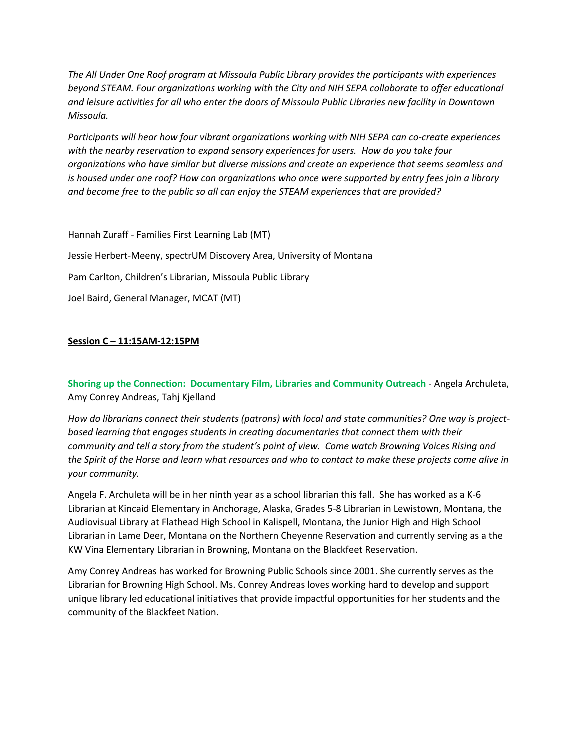*The All Under One Roof program at Missoula Public Library provides the participants with experiences beyond STEAM. Four organizations working with the City and NIH SEPA collaborate to offer educational and leisure activities for all who enter the doors of Missoula Public Libraries new facility in Downtown Missoula.*

*Participants will hear how four vibrant organizations working with NIH SEPA can co-create experiences with the nearby reservation to expand sensory experiences for users. How do you take four organizations who have similar but diverse missions and create an experience that seems seamless and is housed under one roof? How can organizations who once were supported by entry fees join a library and become free to the public so all can enjoy the STEAM experiences that are provided?*

Hannah Zuraff - Families First Learning Lab (MT)

Jessie Herbert-Meeny, spectrUM Discovery Area, University of Montana

Pam Carlton, Children's Librarian, Missoula Public Library

Joel Baird, General Manager, MCAT (MT)

**Session C – 11:15AM-12:15PM**

**Shoring up the Connection: Documentary Film, Libraries and Community Outreach** - Angela Archuleta, Amy Conrey Andreas, Tahj Kjelland

*How do librarians connect their students (patrons) with local and state communities? One way is project-based learning that engages students in creating documentaries that connect them with their community and tell a story from the student's point of view. Come watch Browning Voices Rising and the Spirit of the Horse and learn what resources and who to contact to make these projects come alive in your community.*

Angela F. Archuleta will be in her ninth year as a school librarian this fall. She has worked as a K-6 Librarian at Kincaid Elementary in Anchorage, Alaska, Grades 5-8 Librarian in Lewistown, Montana, the Audiovisual Library at Flathead High School in Kalispell, Montana, the Junior High and High School Librarian in Lame Deer, Montana on the Northern Cheyenne Reservation and currently serving as a the KW Vina Elementary Librarian in Browning, Montana on the Blackfeet Reservation.

Amy Conrey Andreas has worked for Browning Public Schools since 2001. She currently serves as the Librarian for Browning High School. Ms. Conrey Andreas loves working hard to develop and support unique library led educational initiatives that provide impactful opportunities for her students and the community of the Blackfeet Nation.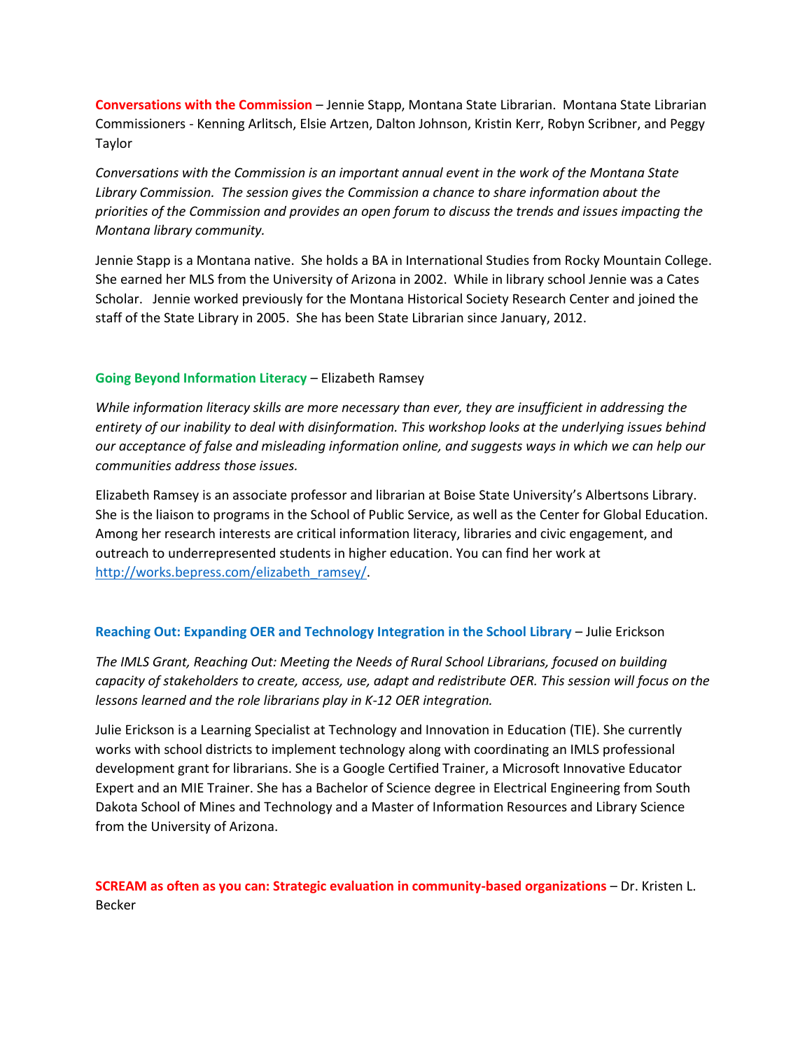**Conversations with the Commission** – Jennie Stapp, Montana State Librarian. Montana State Librarian Commissioners - Kenning Arlitsch, Elsie Artzen, Dalton Johnson, Kristin Kerr, Robyn Scribner, and Peggy Taylor

*Conversations with the Commission is an important annual event in the work of the Montana State Library Commission. The session gives the Commission a chance to share information about the priorities of the Commission and provides an open forum to discuss the trends and issues impacting the Montana library community.*

Jennie Stapp is a Montana native. She holds a BA in International Studies from Rocky Mountain College. She earned her MLS from the University of Arizona in 2002. While in library school Jennie was a Cates Scholar. Jennie worked previously for the Montana Historical Society Research Center and joined the staff of the State Library in 2005. She has been State Librarian since January, 2012.

**Going Beyond Information Literacy** – Elizabeth Ramsey

*While information literacy skills are more necessary than ever, they are insufficient in addressing the entirety of our inability to deal with disinformation. This workshop looks at the underlying issues behind our acceptance of false and misleading information online, and suggests ways in which we can help our communities address those issues.*

Elizabeth Ramsey is an associate professor and librarian at Boise State University's Albertsons Library. She is the liaison to programs in the School of Public Service, as well as the Center for Global Education. Among her research interests are critical information literacy, libraries and civic engagement, and outreach to underrepresented students in higher education. You can find her work at http://works.bepress.com/elizabeth_ramsey/.

**Reaching Out: Expanding OER and Technology Integration in the School Library** – Julie Erickson

*The IMLS Grant, Reaching Out: Meeting the Needs of Rural School Librarians, focused on building capacity of stakeholders to create, access, use, adapt and redistribute OER. This session will focus on the lessons learned and the role librarians play in K-12 OER integration.*

Julie Erickson is a Learning Specialist at Technology and Innovation in Education (TIE). She currently works with school districts to implement technology along with coordinating an IMLS professional development grant for librarians. She is a Google Certified Trainer, a Microsoft Innovative Educator Expert and an MIE Trainer. She has a Bachelor of Science degree in Electrical Engineering from South Dakota School of Mines and Technology and a Master of Information Resources and Library Science from the University of Arizona.

**SCREAM as often as you can: Strategic evaluation in community-based organizations** – Dr. Kristen L. Becker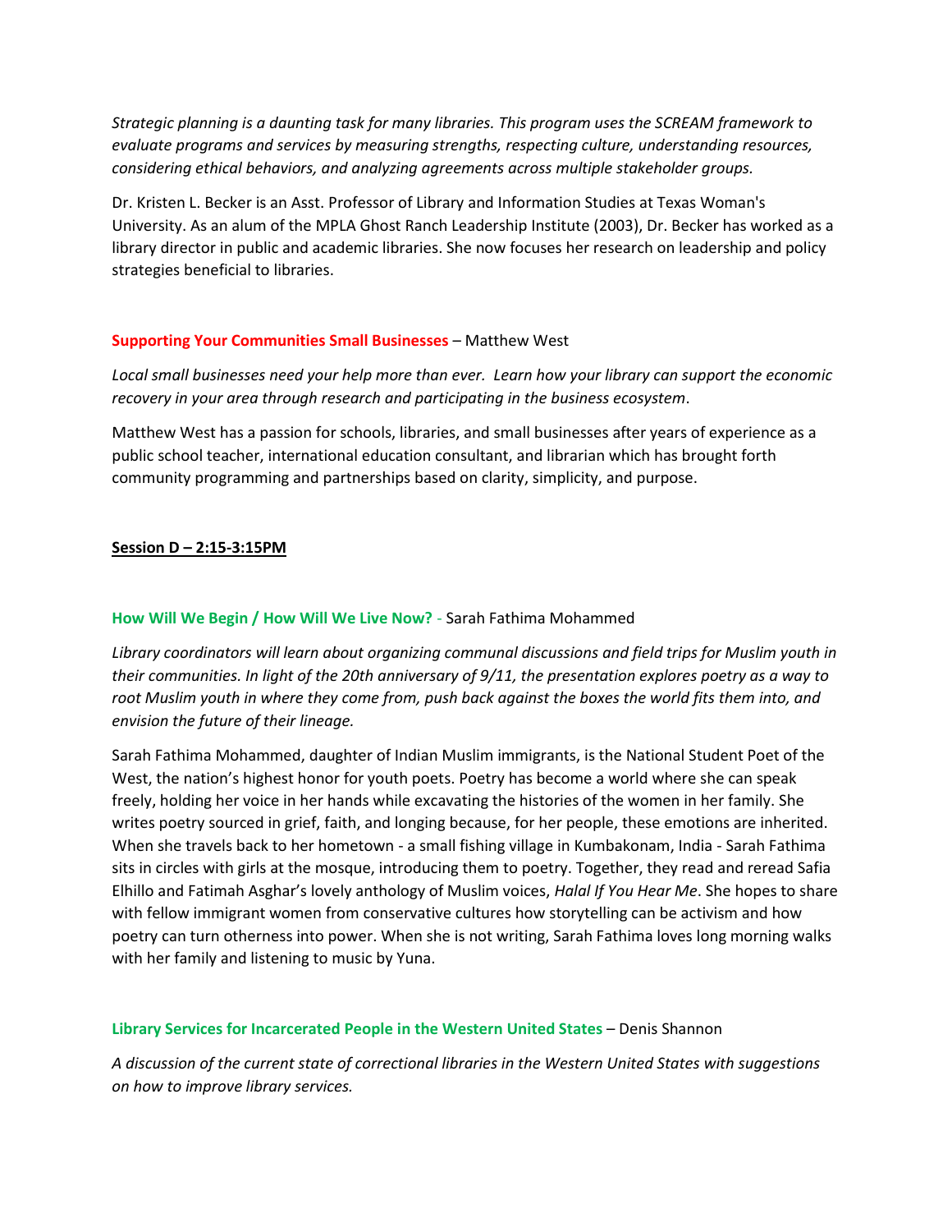*Strategic planning is a daunting task for many libraries. This program uses the SCREAM framework to evaluate programs and services by measuring strengths, respecting culture, understanding resources, considering ethical behaviors, and analyzing agreements across multiple stakeholder groups.*

Dr. Kristen L. Becker is an Asst. Professor of Library and Information Studies at Texas Woman's University. As an alum of the MPLA Ghost Ranch Leadership Institute (2003), Dr. Becker has worked as a library director in public and academic libraries. She now focuses her research on leadership and policy strategies beneficial to libraries.

**Supporting Your Communities Small Businesses** – Matthew West

*Local small businesses need your help more than ever. Learn how your library can support the economic recovery in your area through research and participating in the business ecosystem*.

Matthew West has a passion for schools, libraries, and small businesses after years of experience as a public school teacher, international education consultant, and librarian which has brought forth community programming and partnerships based on clarity, simplicity, and purpose.

## Session D – 2:15-3:15PM

**How Will We Begin / How Will We Live Now?** - Sarah Fathima Mohammed

*Library coordinators will learn about organizing communal discussions and field trips for Muslim youth in their communities. In light of the 20th anniversary of 9/11, the presentation explores poetry as a way to root Muslim youth in where they come from, push back against the boxes the world fits them into, and envision the future of their lineage.*

Sarah Fathima Mohammed, daughter of Indian Muslim immigrants, is the National Student Poet of the West, the nation's highest honor for youth poets. Poetry has become a world where she can speak freely, holding her voice in her hands while excavating the histories of the women in her family. She writes poetry sourced in grief, faith, and longing because, for her people, these emotions are inherited. When she travels back to her hometown - a small fishing village in Kumbakonam, India - Sarah Fathima sits in circles with girls at the mosque, introducing them to poetry. Together, they read and reread Safia Elhillo and Fatimah Asghar's lovely anthology of Muslim voices, *Halal If You Hear Me*. She hopes to share with fellow immigrant women from conservative cultures how storytelling can be activism and how poetry can turn otherness into power. When she is not writing, Sarah Fathima loves long morning walks with her family and listening to music by Yuna.

**Library Services for Incarcerated People in the Western United States** – Denis Shannon

*A discussion of the current state of correctional libraries in the Western United States with suggestions on how to improve library services.*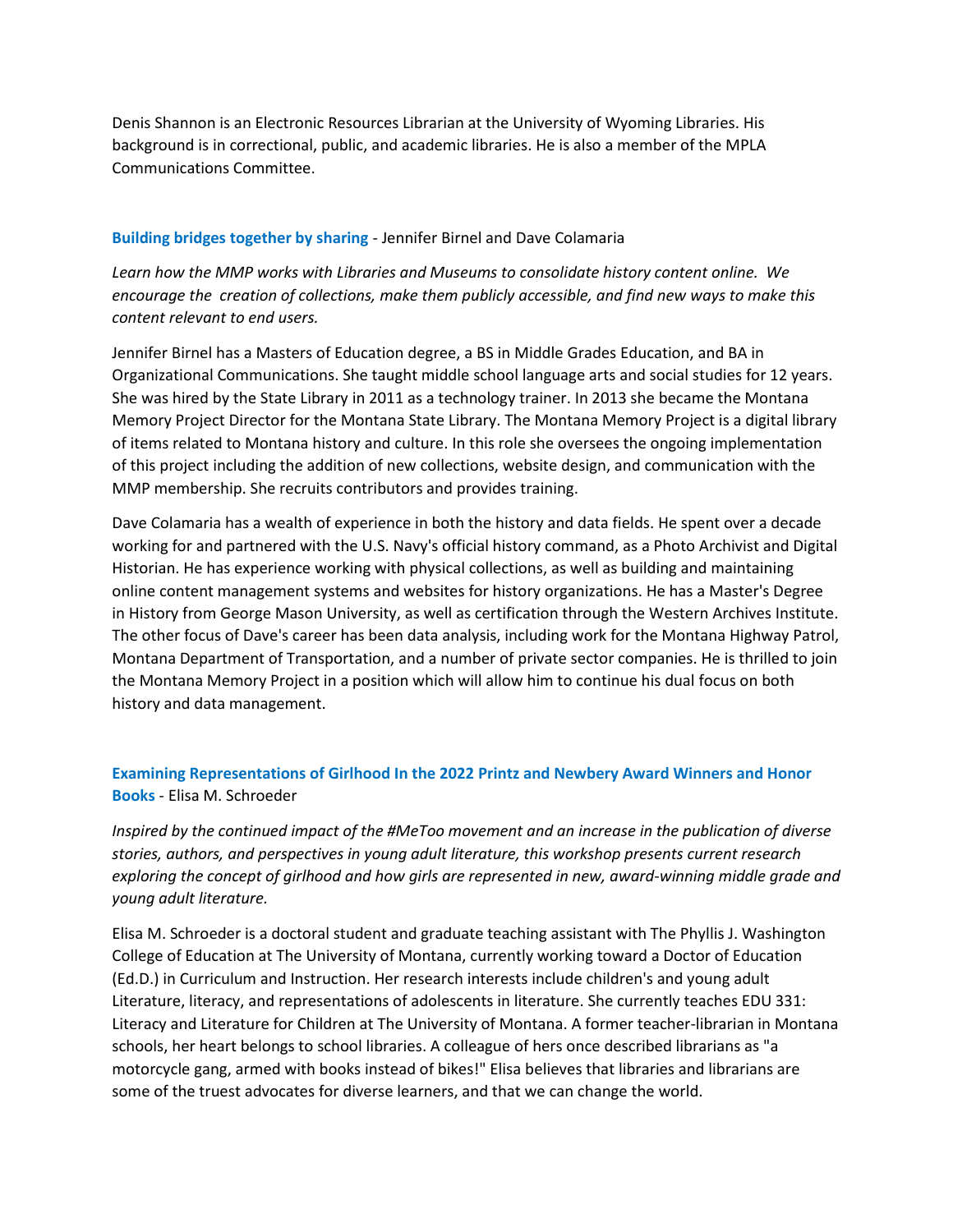Denis Shannon is an Electronic Resources Librarian at the University of Wyoming Libraries. His background is in correctional, public, and academic libraries. He is also a member of the MPLA Communications Committee.

**Building bridges together by sharing** - Jennifer Birnel and Dave Colamaria

*Learn how the MMP works with Libraries and Museums to consolidate history content online. We encourage the creation of collections, make them publicly accessible, and find new ways to make this content relevant to end users.*

Jennifer Birnel has a Masters of Education degree, a BS in Middle Grades Education, and BA in Organizational Communications. She taught middle school language arts and social studies for 12 years. She was hired by the State Library in 2011 as a technology trainer. In 2013 she became the Montana Memory Project Director for the Montana State Library. The Montana Memory Project is a digital library of items related to Montana history and culture. In this role she oversees the ongoing implementation of this project including the addition of new collections, website design, and communication with the MMP membership. She recruits contributors and provides training.

Dave Colamaria has a wealth of experience in both the history and data fields. He spent over a decade working for and partnered with the U.S. Navy's official history command, as a Photo Archivist and Digital Historian. He has experience working with physical collections, as well as building and maintaining online content management systems and websites for history organizations. He has a Master's Degree in History from George Mason University, as well as certification through the Western Archives Institute. The other focus of Dave's career has been data analysis, including work for the Montana Highway Patrol, Montana Department of Transportation, and a number of private sector companies. He is thrilled to join the Montana Memory Project in a position which will allow him to continue his dual focus on both history and data management.

**Examining Representations of Girlhood In the 2022 Printz and Newbery Award Winners and Honor Books** - Elisa M. Schroeder

*Inspired by the continued impact of the #MeToo movement and an increase in the publication of diverse stories, authors, and perspectives in young adult literature, this workshop presents current research exploring the concept of girlhood and how girls are represented in new, award-winning middle grade and young adult literature.*

Elisa M. Schroeder is a doctoral student and graduate teaching assistant with The Phyllis J. Washington College of Education at The University of Montana, currently working toward a Doctor of Education (Ed.D.) in Curriculum and Instruction. Her research interests include children's and young adult Literature, literacy, and representations of adolescents in literature. She currently teaches EDU 331: Literacy and Literature for Children at The University of Montana. A former teacher-librarian in Montana schools, her heart belongs to school libraries. A colleague of hers once described librarians as "a motorcycle gang, armed with books instead of bikes!" Elisa believes that libraries and librarians are some of the truest advocates for diverse learners, and that we can change the world.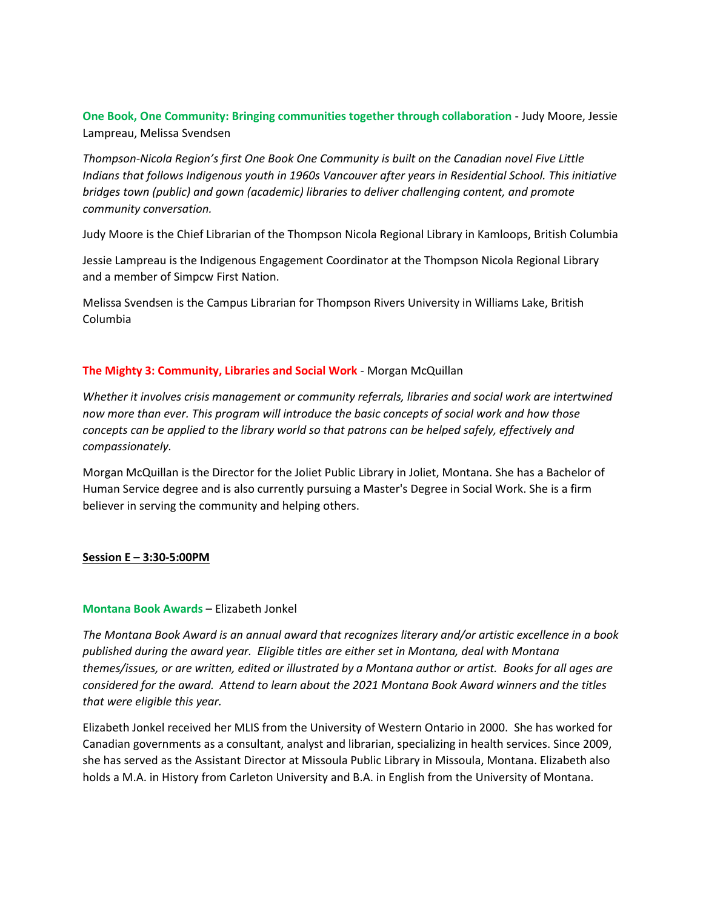**One Book, One Community: Bringing communities together through collaboration** - Judy Moore, Jessie Lampreau, Melissa Svendsen

*Thompson-Nicola Region's first One Book One Community is built on the Canadian novel Five Little Indians that follows Indigenous youth in 1960s Vancouver after years in Residential School. This initiative bridges town (public) and gown (academic) libraries to deliver challenging content, and promote community conversation.*

Judy Moore is the Chief Librarian of the Thompson Nicola Regional Library in Kamloops, British Columbia

Jessie Lampreau is the Indigenous Engagement Coordinator at the Thompson Nicola Regional Library and a member of Simpcw First Nation.

Melissa Svendsen is the Campus Librarian for Thompson Rivers University in Williams Lake, British Columbia

**The Mighty 3: Community, Libraries and Social Work** - Morgan McQuillan

*Whether it involves crisis management or community referrals, libraries and social work are intertwined now more than ever. This program will introduce the basic concepts of social work and how those concepts can be applied to the library world so that patrons can be helped safely, effectively and compassionately.*

Morgan McQuillan is the Director for the Joliet Public Library in Joliet, Montana. She has a Bachelor of Human Service degree and is also currently pursuing a Master's Degree in Social Work. She is a firm believer in serving the community and helping others.

## Session E – 3:30-5:00PM

**Montana Book Awards** – Elizabeth Jonkel

*The Montana Book Award is an annual award that recognizes literary and/or artistic excellence in a book published during the award year. Eligible titles are either set in Montana, deal with Montana themes/issues, or are written, edited or illustrated by a Montana author or artist. Books for all ages are considered for the award. Attend to learn about the 2021 Montana Book Award winners and the titles that were eligible this year.*

Elizabeth Jonkel received her MLIS from the University of Western Ontario in 2000. She has worked for Canadian governments as a consultant, analyst and librarian, specializing in health services. Since 2009, she has served as the Assistant Director at Missoula Public Library in Missoula, Montana. Elizabeth also holds a M.A. in History from Carleton University and B.A. in English from the University of Montana.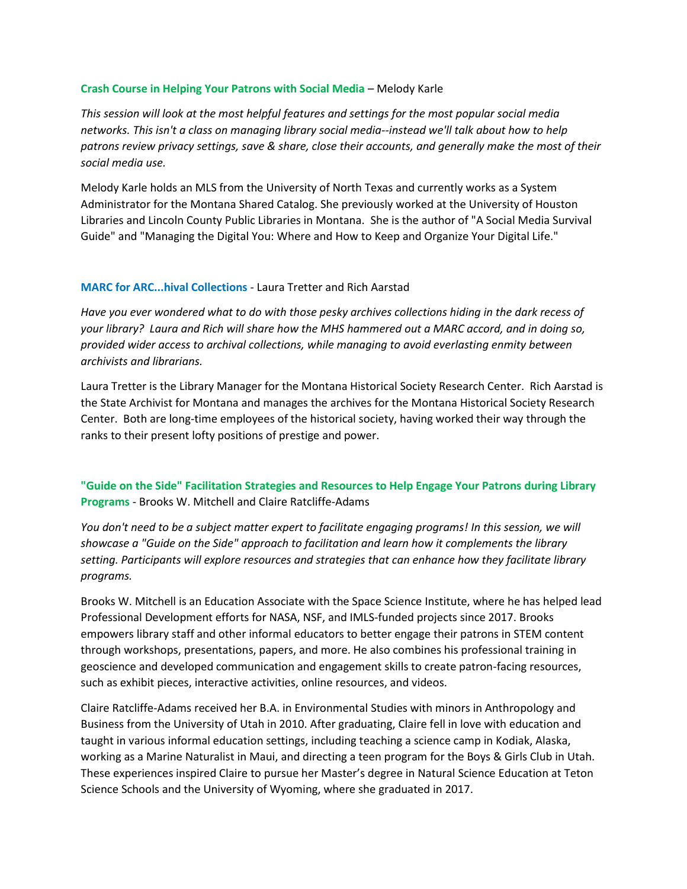**Crash Course in Helping Your Patrons with Social Media** – Melody Karle

*This session will look at the most helpful features and settings for the most popular social media networks. This isn't a class on managing library social media--instead we'll talk about how to help patrons review privacy settings, save & share, close their accounts, and generally make the most of their social media use.*

Melody Karle holds an MLS from the University of North Texas and currently works as a System Administrator for the Montana Shared Catalog. She previously worked at the University of Houston Libraries and Lincoln County Public Libraries in Montana. She is the author of "A Social Media Survival Guide" and "Managing the Digital You: Where and How to Keep and Organize Your Digital Life."

**MARC for ARC...hival Collections** - Laura Tretter and Rich Aarstad

*Have you ever wondered what to do with those pesky archives collections hiding in the dark recess of your library? Laura and Rich will share how the MHS hammered out a MARC accord, and in doing so, provided wider access to archival collections, while managing to avoid everlasting enmity between archivists and librarians.*

Laura Tretter is the Library Manager for the Montana Historical Society Research Center. Rich Aarstad is the State Archivist for Montana and manages the archives for the Montana Historical Society Research Center. Both are long-time employees of the historical society, having worked their way through the ranks to their present lofty positions of prestige and power.

**"Guide on the Side" Facilitation Strategies and Resources to Help Engage Your Patrons during Library Programs** - Brooks W. Mitchell and Claire Ratcliffe-Adams

*You don't need to be a subject matter expert to facilitate engaging programs! In this session, we will showcase a "Guide on the Side" approach to facilitation and learn how it complements the library setting. Participants will explore resources and strategies that can enhance how they facilitate library programs.*

Brooks W. Mitchell is an Education Associate with the Space Science Institute, where he has helped lead Professional Development efforts for NASA, NSF, and IMLS-funded projects since 2017. Brooks empowers library staff and other informal educators to better engage their patrons in STEM content through workshops, presentations, papers, and more. He also combines his professional training in geoscience and developed communication and engagement skills to create patron-facing resources, such as exhibit pieces, interactive activities, online resources, and videos.

Claire Ratcliffe-Adams received her B.A. in Environmental Studies with minors in Anthropology and Business from the University of Utah in 2010. After graduating, Claire fell in love with education and taught in various informal education settings, including teaching a science camp in Kodiak, Alaska, working as a Marine Naturalist in Maui, and directing a teen program for the Boys & Girls Club in Utah. These experiences inspired Claire to pursue her Master's degree in Natural Science Education at Teton Science Schools and the University of Wyoming, where she graduated in 2017.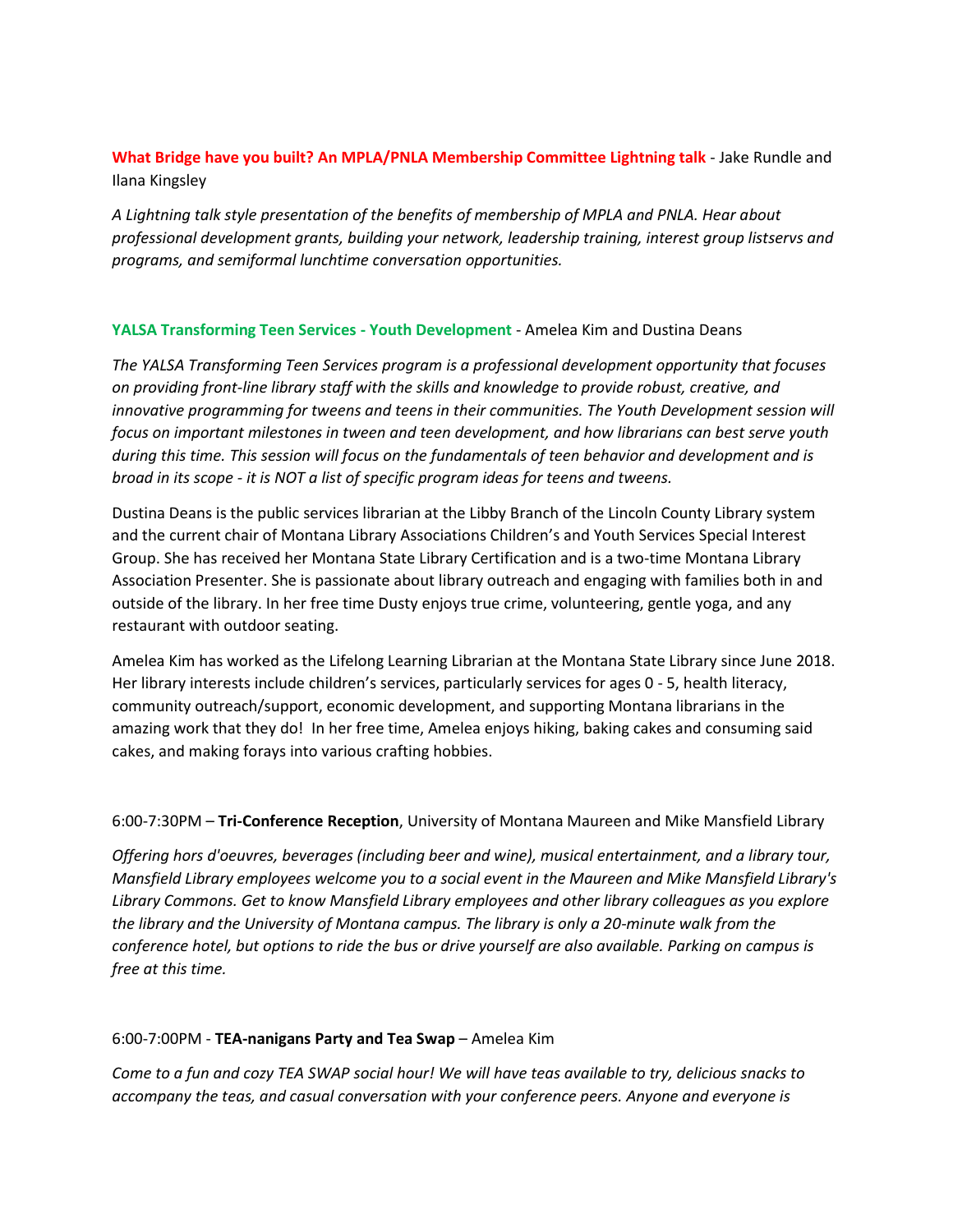**What Bridge have you built? An MPLA/PNLA Membership Committee Lightning talk** - Jake Rundle and Ilana Kingsley

*A Lightning talk style presentation of the benefits of membership of MPLA and PNLA. Hear about professional development grants, building your network, leadership training, interest group listservs and programs, and semiformal lunchtime conversation opportunities.*

**YALSA Transforming Teen Services - Youth Development** - Amelea Kim and Dustina Deans

*The YALSA Transforming Teen Services program is a professional development opportunity that focuses on providing front-line library staff with the skills and knowledge to provide robust, creative, and innovative programming for tweens and teens in their communities. The Youth Development session will focus on important milestones in tween and teen development, and how librarians can best serve youth during this time. This session will focus on the fundamentals of teen behavior and development and is broad in its scope - it is NOT a list of specific program ideas for teens and tweens.*

Dustina Deans is the public services librarian at the Libby Branch of the Lincoln County Library system and the current chair of Montana Library Associations Children's and Youth Services Special Interest Group. She has received her Montana State Library Certification and is a two-time Montana Library Association Presenter. She is passionate about library outreach and engaging with families both in and outside of the library. In her free time Dusty enjoys true crime, volunteering, gentle yoga, and any restaurant with outdoor seating.

Amelea Kim has worked as the Lifelong Learning Librarian at the Montana State Library since June 2018. Her library interests include children's services, particularly services for ages 0 - 5, health literacy, community outreach/support, economic development, and supporting Montana librarians in the amazing work that they do! In her free time, Amelea enjoys hiking, baking cakes and consuming said cakes, and making forays into various crafting hobbies.

6:00-7:30PM – **Tri-Conference Reception**, University of Montana Maureen and Mike Mansfield Library

*Offering hors d'oeuvres, beverages (including beer and wine), musical entertainment, and a library tour, Mansfield Library employees welcome you to a social event in the Maureen and Mike Mansfield Library's Library Commons. Get to know Mansfield Library employees and other library colleagues as you explore the library and the University of Montana campus. The library is only a 20-minute walk from the conference hotel, but options to ride the bus or drive yourself are also available. Parking on campus is free at this time.*

6:00-7:00PM - **TEA-nanigans Party and Tea Swap** – Amelea Kim

*Come to a fun and cozy TEA SWAP social hour! We will have teas available to try, delicious snacks to accompany the teas, and casual conversation with your conference peers. Anyone and everyone is*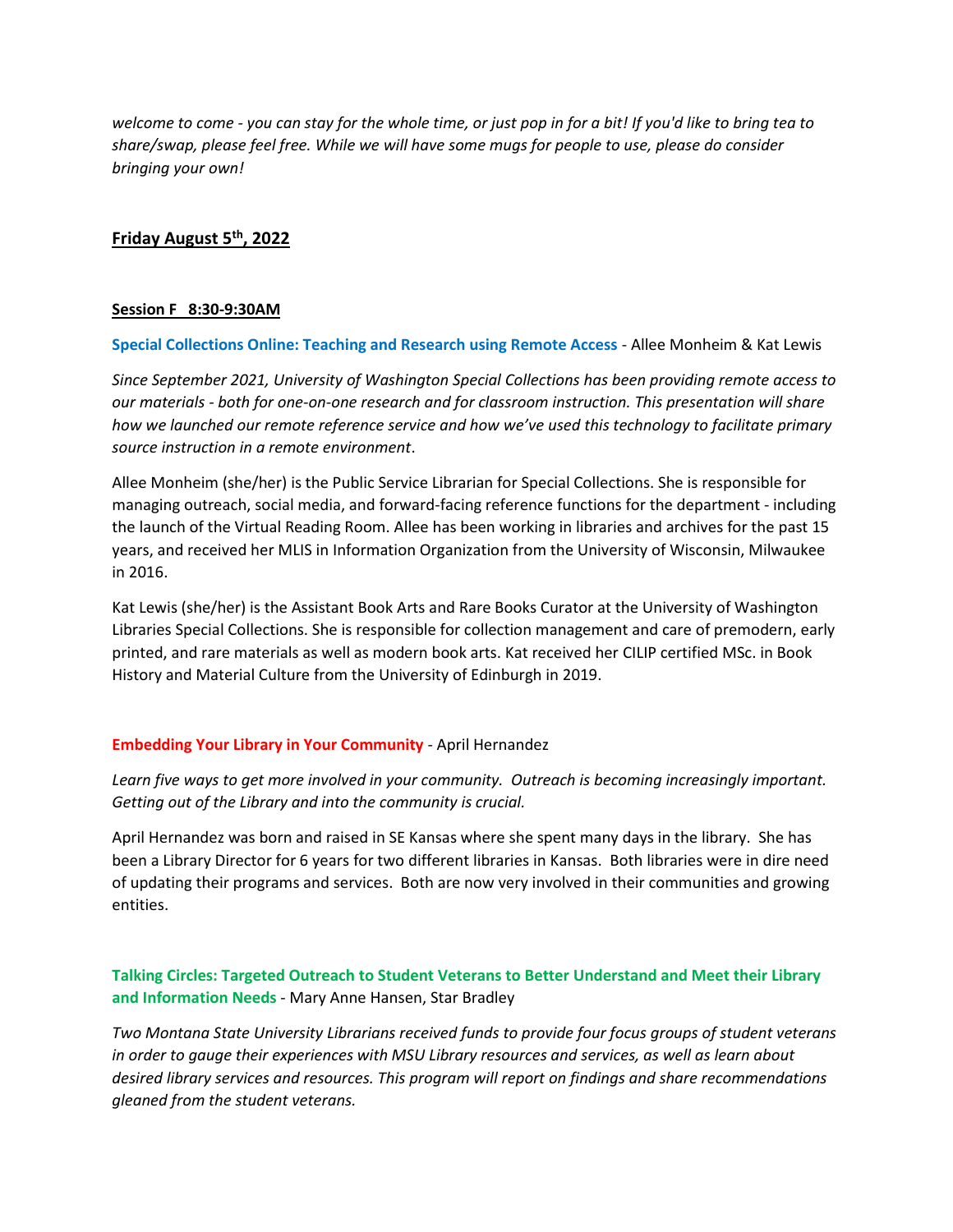*welcome to come - you can stay for the whole time, or just pop in for a bit! If you'd like to bring tea to share/swap, please feel free. While we will have some mugs for people to use, please do consider bringing your own!*

## Friday August 5th, 2022

### Session F 8:30-9:30AM

**Special Collections Online: Teaching and Research using Remote Access** - Allee Monheim & Kat Lewis

*Since September 2021, University of Washington Special Collections has been providing remote access to our materials - both for one-on-one research and for classroom instruction. This presentation will share how we launched our remote reference service and how we've used this technology to facilitate primary source instruction in a remote environment*.

Allee Monheim (she/her) is the Public Service Librarian for Special Collections. She is responsible for managing outreach, social media, and forward-facing reference functions for the department - including the launch of the Virtual Reading Room. Allee has been working in libraries and archives for the past 15 years, and received her MLIS in Information Organization from the University of Wisconsin, Milwaukee in 2016.

Kat Lewis (she/her) is the Assistant Book Arts and Rare Books Curator at the University of Washington Libraries Special Collections. She is responsible for collection management and care of premodern, early printed, and rare materials as well as modern book arts. Kat received her CILIP certified MSc. in Book History and Material Culture from the University of Edinburgh in 2019.

**Embedding Your Library in Your Community** - April Hernandez

*Learn five ways to get more involved in your community. Outreach is becoming increasingly important. Getting out of the Library and into the community is crucial.*

April Hernandez was born and raised in SE Kansas where she spent many days in the library. She has been a Library Director for 6 years for two different libraries in Kansas. Both libraries were in dire need of updating their programs and services. Both are now very involved in their communities and growing entities.

**Talking Circles: Targeted Outreach to Student Veterans to Better Understand and Meet their Library and Information Needs** - Mary Anne Hansen, Star Bradley

*Two Montana State University Librarians received funds to provide four focus groups of student veterans in order to gauge their experiences with MSU Library resources and services, as well as learn about desired library services and resources. This program will report on findings and share recommendations gleaned from the student veterans.*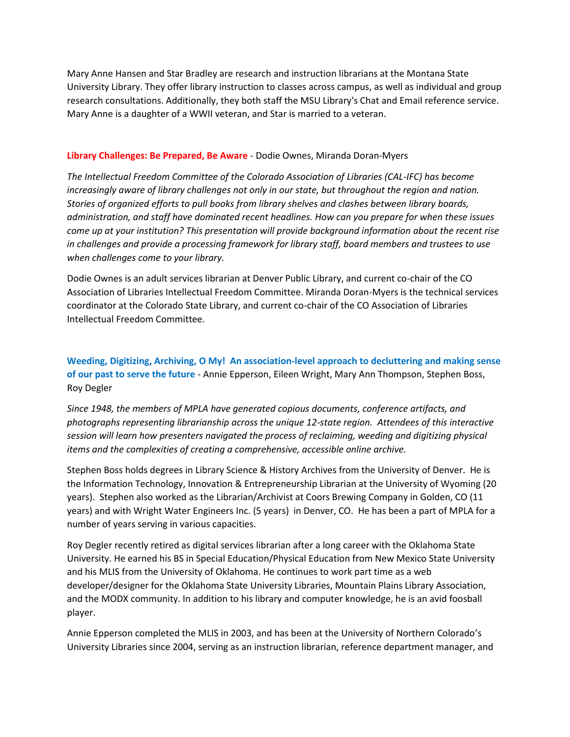Mary Anne Hansen and Star Bradley are research and instruction librarians at the Montana State University Library. They offer library instruction to classes across campus, as well as individual and group research consultations. Additionally, they both staff the MSU Library's Chat and Email reference service. Mary Anne is a daughter of a WWII veteran, and Star is married to a veteran.

**Library Challenges: Be Prepared, Be Aware** - Dodie Ownes, Miranda Doran-Myers

*The Intellectual Freedom Committee of the Colorado Association of Libraries (CAL-IFC) has become increasingly aware of library challenges not only in our state, but throughout the region and nation. Stories of organized efforts to pull books from library shelves and clashes between library boards, administration, and staff have dominated recent headlines. How can you prepare for when these issues come up at your institution? This presentation will provide background information about the recent rise in challenges and provide a processing framework for library staff, board members and trustees to use when challenges come to your library.*

Dodie Ownes is an adult services librarian at Denver Public Library, and current co-chair of the CO Association of Libraries Intellectual Freedom Committee. Miranda Doran-Myers is the technical services coordinator at the Colorado State Library, and current co-chair of the CO Association of Libraries Intellectual Freedom Committee.

**Weeding, Digitizing, Archiving, O My! An association-level approach to decluttering and making sense of our past to serve the future** - Annie Epperson, Eileen Wright, Mary Ann Thompson, Stephen Boss, Roy Degler

*Since 1948, the members of MPLA have generated copious documents, conference artifacts, and photographs representing librarianship across the unique 12-state region. Attendees of this interactive session will learn how presenters navigated the process of reclaiming, weeding and digitizing physical items and the complexities of creating a comprehensive, accessible online archive.*

Stephen Boss holds degrees in Library Science & History Archives from the University of Denver. He is the Information Technology, Innovation & Entrepreneurship Librarian at the University of Wyoming (20 years). Stephen also worked as the Librarian/Archivist at Coors Brewing Company in Golden, CO (11 years) and with Wright Water Engineers Inc. (5 years) in Denver, CO. He has been a part of MPLA for a number of years serving in various capacities.

Roy Degler recently retired as digital services librarian after a long career with the Oklahoma State University. He earned his BS in Special Education/Physical Education from New Mexico State University and his MLIS from the University of Oklahoma. He continues to work part time as a web developer/designer for the Oklahoma State University Libraries, Mountain Plains Library Association, and the MODX community. In addition to his library and computer knowledge, he is an avid foosball player.

Annie Epperson completed the MLIS in 2003, and has been at the University of Northern Colorado's University Libraries since 2004, serving as an instruction librarian, reference department manager, and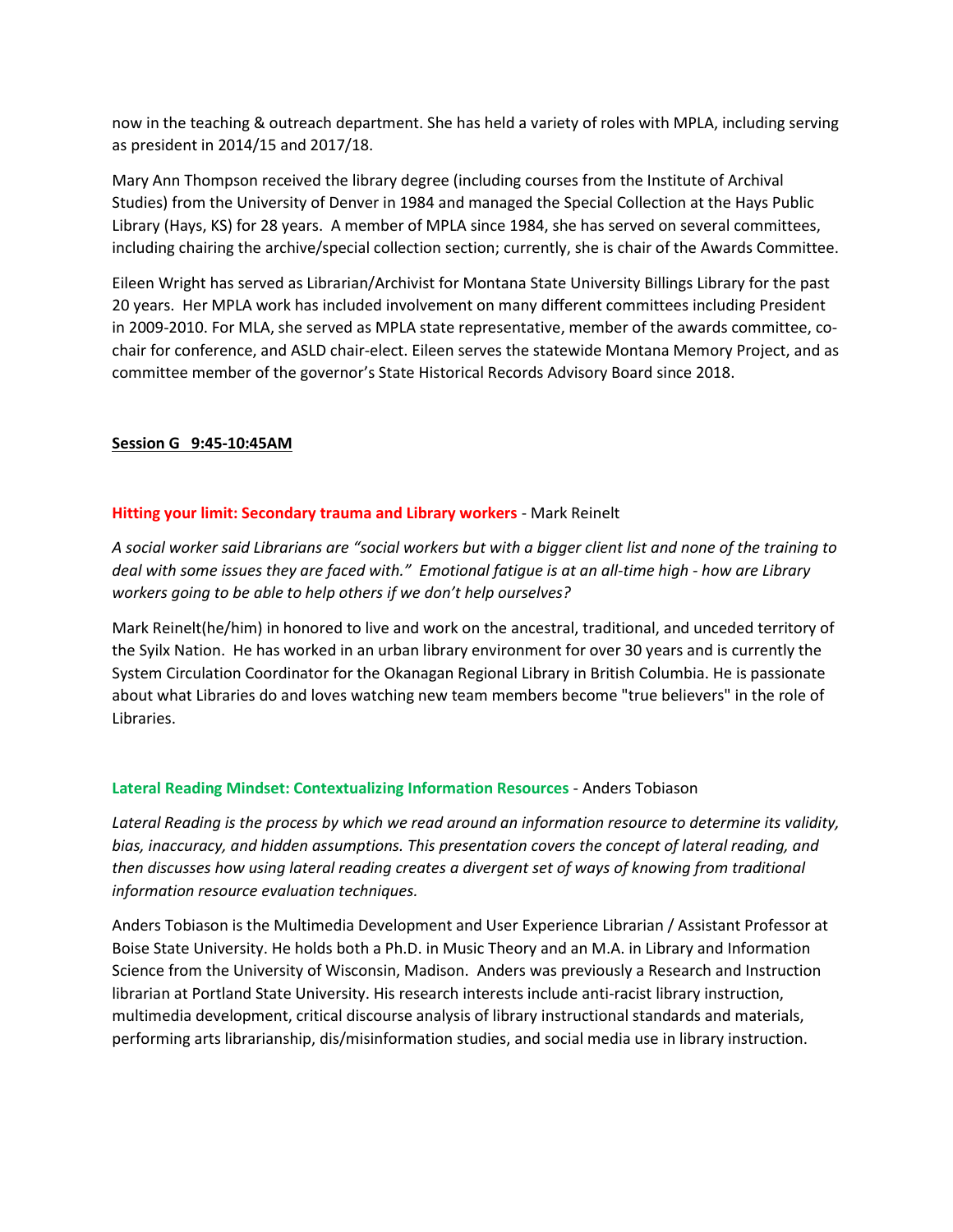now in the teaching & outreach department. She has held a variety of roles with MPLA, including serving as president in 2014/15 and 2017/18.

Mary Ann Thompson received the library degree (including courses from the Institute of Archival Studies) from the University of Denver in 1984 and managed the Special Collection at the Hays Public Library (Hays, KS) for 28 years. A member of MPLA since 1984, she has served on several committees, including chairing the archive/special collection section; currently, she is chair of the Awards Committee.

Eileen Wright has served as Librarian/Archivist for Montana State University Billings Library for the past 20 years. Her MPLA work has included involvement on many different committees including President in 2009-2010. For MLA, she served as MPLA state representative, member of the awards committee, co-chair for conference, and ASLD chair-elect. Eileen serves the statewide Montana Memory Project, and as committee member of the governor's State Historical Records Advisory Board since 2018.

**Session G 9:45-10:45AM**

**Hitting your limit: Secondary trauma and Library workers** - Mark Reinelt

*A social worker said Librarians are "social workers but with a bigger client list and none of the training to deal with some issues they are faced with." Emotional fatigue is at an all-time high - how are Library workers going to be able to help others if we don't help ourselves?*

Mark Reinelt(he/him) in honored to live and work on the ancestral, traditional, and unceded territory of the Syilx Nation. He has worked in an urban library environment for over 30 years and is currently the System Circulation Coordinator for the Okanagan Regional Library in British Columbia. He is passionate about what Libraries do and loves watching new team members become "true believers" in the role of Libraries.

**Lateral Reading Mindset: Contextualizing Information Resources** - Anders Tobiason

*Lateral Reading is the process by which we read around an information resource to determine its validity, bias, inaccuracy, and hidden assumptions. This presentation covers the concept of lateral reading, and then discusses how using lateral reading creates a divergent set of ways of knowing from traditional information resource evaluation techniques.*

Anders Tobiason is the Multimedia Development and User Experience Librarian / Assistant Professor at Boise State University. He holds both a Ph.D. in Music Theory and an M.A. in Library and Information Science from the University of Wisconsin, Madison. Anders was previously a Research and Instruction librarian at Portland State University. His research interests include anti-racist library instruction, multimedia development, critical discourse analysis of library instructional standards and materials, performing arts librarianship, dis/misinformation studies, and social media use in library instruction.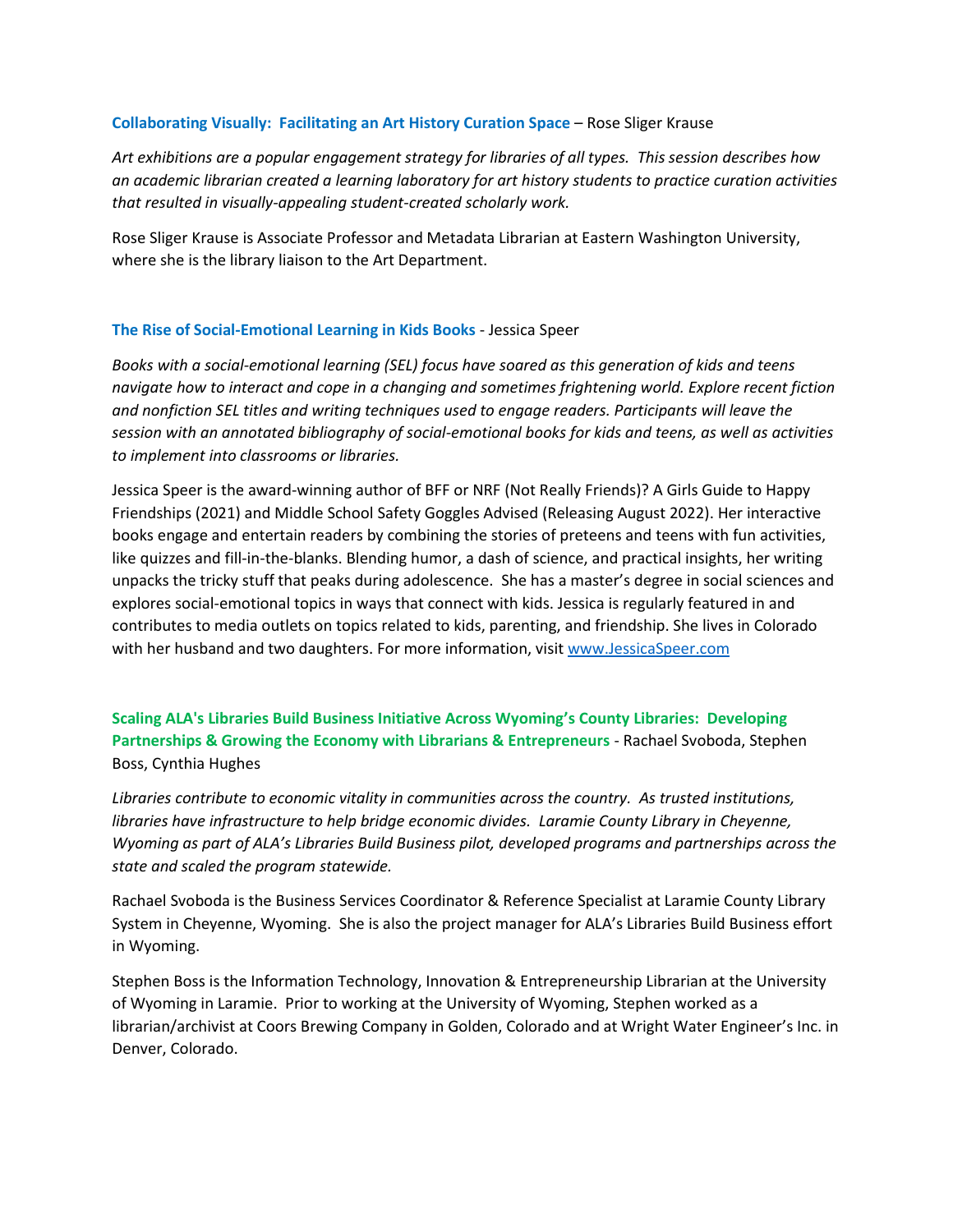**Collaborating Visually: Facilitating an Art History Curation Space** – Rose Sliger Krause

*Art exhibitions are a popular engagement strategy for libraries of all types. This session describes how an academic librarian created a learning laboratory for art history students to practice curation activities that resulted in visually-appealing student-created scholarly work.*

Rose Sliger Krause is Associate Professor and Metadata Librarian at Eastern Washington University, where she is the library liaison to the Art Department.

**The Rise of Social-Emotional Learning in Kids Books** - Jessica Speer

*Books with a social-emotional learning (SEL) focus have soared as this generation of kids and teens navigate how to interact and cope in a changing and sometimes frightening world. Explore recent fiction and nonfiction SEL titles and writing techniques used to engage readers. Participants will leave the session with an annotated bibliography of social-emotional books for kids and teens, as well as activities to implement into classrooms or libraries.*

Jessica Speer is the award-winning author of BFF or NRF (Not Really Friends)? A Girls Guide to Happy Friendships (2021) and Middle School Safety Goggles Advised (Releasing August 2022). Her interactive books engage and entertain readers by combining the stories of preteens and teens with fun activities, like quizzes and fill-in-the-blanks. Blending humor, a dash of science, and practical insights, her writing unpacks the tricky stuff that peaks during adolescence. She has a master's degree in social sciences and explores social-emotional topics in ways that connect with kids. Jessica is regularly featured in and contributes to media outlets on topics related to kids, parenting, and friendship. She lives in Colorado with her husband and two daughters. For more information, visit [www.JessicaSpeer.com](www.JessicaSpeer.com)

**Scaling ALA's Libraries Build Business Initiative Across Wyoming's County Libraries: Developing Partnerships & Growing the Economy with Librarians & Entrepreneurs** - Rachael Svoboda, Stephen Boss, Cynthia Hughes

*Libraries contribute to economic vitality in communities across the country. As trusted institutions, libraries have infrastructure to help bridge economic divides. Laramie County Library in Cheyenne, Wyoming as part of ALA's Libraries Build Business pilot, developed programs and partnerships across the state and scaled the program statewide.*

Rachael Svoboda is the Business Services Coordinator & Reference Specialist at Laramie County Library System in Cheyenne, Wyoming. She is also the project manager for ALA's Libraries Build Business effort in Wyoming.

Stephen Boss is the Information Technology, Innovation & Entrepreneurship Librarian at the University of Wyoming in Laramie. Prior to working at the University of Wyoming, Stephen worked as a librarian/archivist at Coors Brewing Company in Golden, Colorado and at Wright Water Engineer's Inc. in Denver, Colorado.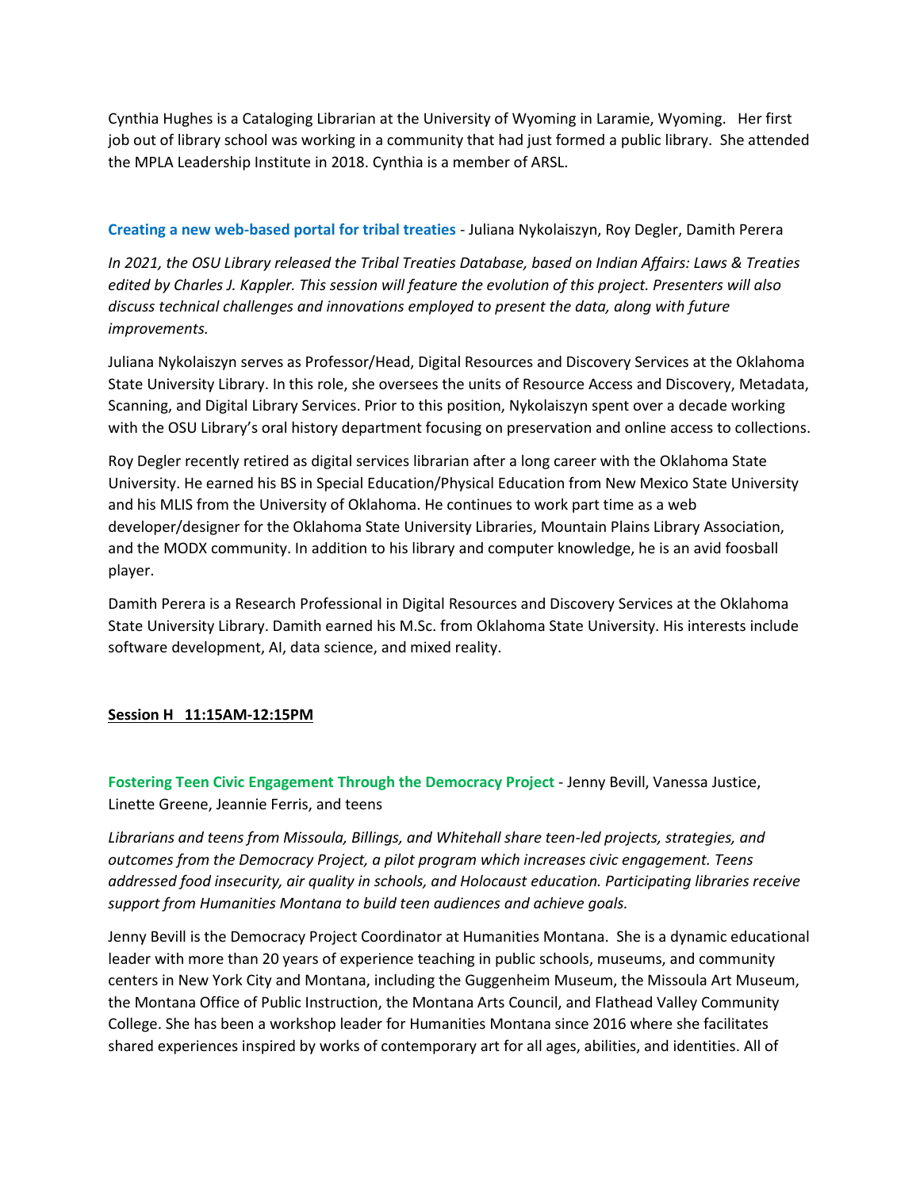Cynthia Hughes is a Cataloging Librarian at the University of Wyoming in Laramie, Wyoming. Her first job out of library school was working in a community that had just formed a public library. She attended the MPLA Leadership Institute in 2018. Cynthia is a member of ARSL.

**Creating a new web-based portal for tribal treaties** - Juliana Nykolaiszyn, Roy Degler, Damith Perera

*In 2021, the OSU Library released the Tribal Treaties Database, based on Indian Affairs: Laws & Treaties edited by Charles J. Kappler. This session will feature the evolution of this project. Presenters will also discuss technical challenges and innovations employed to present the data, along with future improvements.*

Juliana Nykolaiszyn serves as Professor/Head, Digital Resources and Discovery Services at the Oklahoma State University Library. In this role, she oversees the units of Resource Access and Discovery, Metadata, Scanning, and Digital Library Services. Prior to this position, Nykolaiszyn spent over a decade working with the OSU Library's oral history department focusing on preservation and online access to collections.

Roy Degler recently retired as digital services librarian after a long career with the Oklahoma State University. He earned his BS in Special Education/Physical Education from New Mexico State University and his MLIS from the University of Oklahoma. He continues to work part time as a web developer/designer for the Oklahoma State University Libraries, Mountain Plains Library Association, and the MODX community. In addition to his library and computer knowledge, he is an avid foosball player.

Damith Perera is a Research Professional in Digital Resources and Discovery Services at the Oklahoma State University Library. Damith earned his M.Sc. from Oklahoma State University. His interests include software development, AI, data science, and mixed reality.

**Session H 11:15AM-12:15PM**

**Fostering Teen Civic Engagement Through the Democracy Project** - Jenny Bevill, Vanessa Justice, Linette Greene, Jeannie Ferris, and teens

*Librarians and teens from Missoula, Billings, and Whitehall share teen-led projects, strategies, and outcomes from the Democracy Project, a pilot program which increases civic engagement. Teens addressed food insecurity, air quality in schools, and Holocaust education. Participating libraries receive support from Humanities Montana to build teen audiences and achieve goals.*

Jenny Bevill is the Democracy Project Coordinator at Humanities Montana. She is a dynamic educational leader with more than 20 years of experience teaching in public schools, museums, and community centers in New York City and Montana, including the Guggenheim Museum, the Missoula Art Museum, the Montana Office of Public Instruction, the Montana Arts Council, and Flathead Valley Community College. She has been a workshop leader for Humanities Montana since 2016 where she facilitates shared experiences inspired by works of contemporary art for all ages, abilities, and identities. All of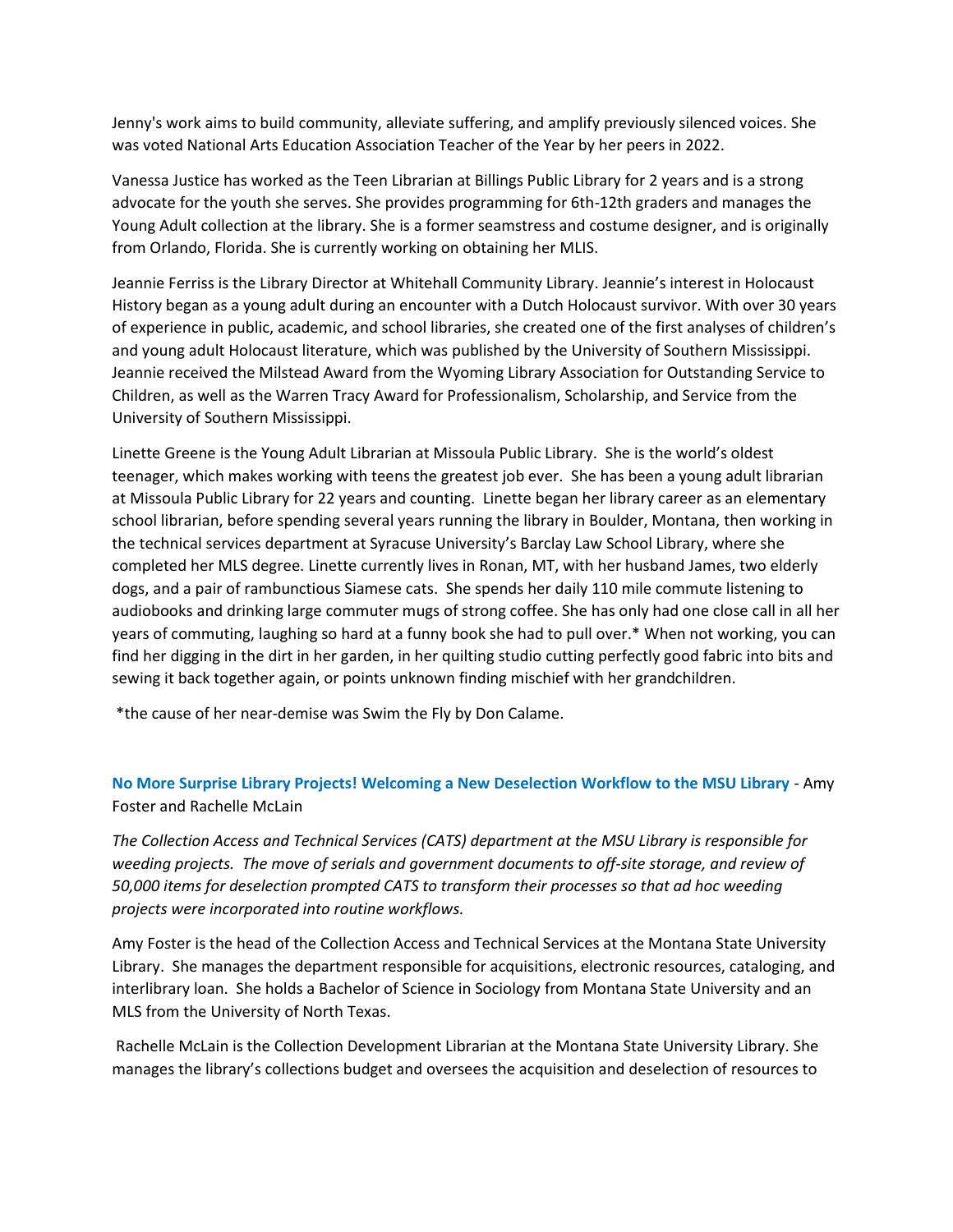Jenny's work aims to build community, alleviate suffering, and amplify previously silenced voices. She was voted National Arts Education Association Teacher of the Year by her peers in 2022.

Vanessa Justice has worked as the Teen Librarian at Billings Public Library for 2 years and is a strong advocate for the youth she serves. She provides programming for 6th-12th graders and manages the Young Adult collection at the library. She is a former seamstress and costume designer, and is originally from Orlando, Florida. She is currently working on obtaining her MLIS.

Jeannie Ferriss is the Library Director at Whitehall Community Library. Jeannie's interest in Holocaust History began as a young adult during an encounter with a Dutch Holocaust survivor. With over 30 years of experience in public, academic, and school libraries, she created one of the first analyses of children's and young adult Holocaust literature, which was published by the University of Southern Mississippi. Jeannie received the Milstead Award from the Wyoming Library Association for Outstanding Service to Children, as well as the Warren Tracy Award for Professionalism, Scholarship, and Service from the University of Southern Mississippi.

Linette Greene is the Young Adult Librarian at Missoula Public Library. She is the world's oldest teenager, which makes working with teens the greatest job ever. She has been a young adult librarian at Missoula Public Library for 22 years and counting. Linette began her library career as an elementary school librarian, before spending several years running the library in Boulder, Montana, then working in the technical services department at Syracuse University's Barclay Law School Library, where she completed her MLS degree. Linette currently lives in Ronan, MT, with her husband James, two elderly dogs, and a pair of rambunctious Siamese cats. She spends her daily 110 mile commute listening to audiobooks and drinking large commuter mugs of strong coffee. She has only had one close call in all her years of commuting, laughing so hard at a funny book she had to pull over.* When not working, you can find her digging in the dirt in her garden, in her quilting studio cutting perfectly good fabric into bits and sewing it back together again, or points unknown finding mischief with her grandchildren.

*the cause of her near-demise was Swim the Fly by Don Calame.

**No More Surprise Library Projects! Welcoming a New Deselection Workflow to the MSU Library** - Amy Foster and Rachelle McLain

*The Collection Access and Technical Services (CATS) department at the MSU Library is responsible for weeding projects. The move of serials and government documents to off-site storage, and review of 50,000 items for deselection prompted CATS to transform their processes so that ad hoc weeding projects were incorporated into routine workflows.*

Amy Foster is the head of the Collection Access and Technical Services at the Montana State University Library. She manages the department responsible for acquisitions, electronic resources, cataloging, and interlibrary loan. She holds a Bachelor of Science in Sociology from Montana State University and an MLS from the University of North Texas.

Rachelle McLain is the Collection Development Librarian at the Montana State University Library. She manages the library's collections budget and oversees the acquisition and deselection of resources to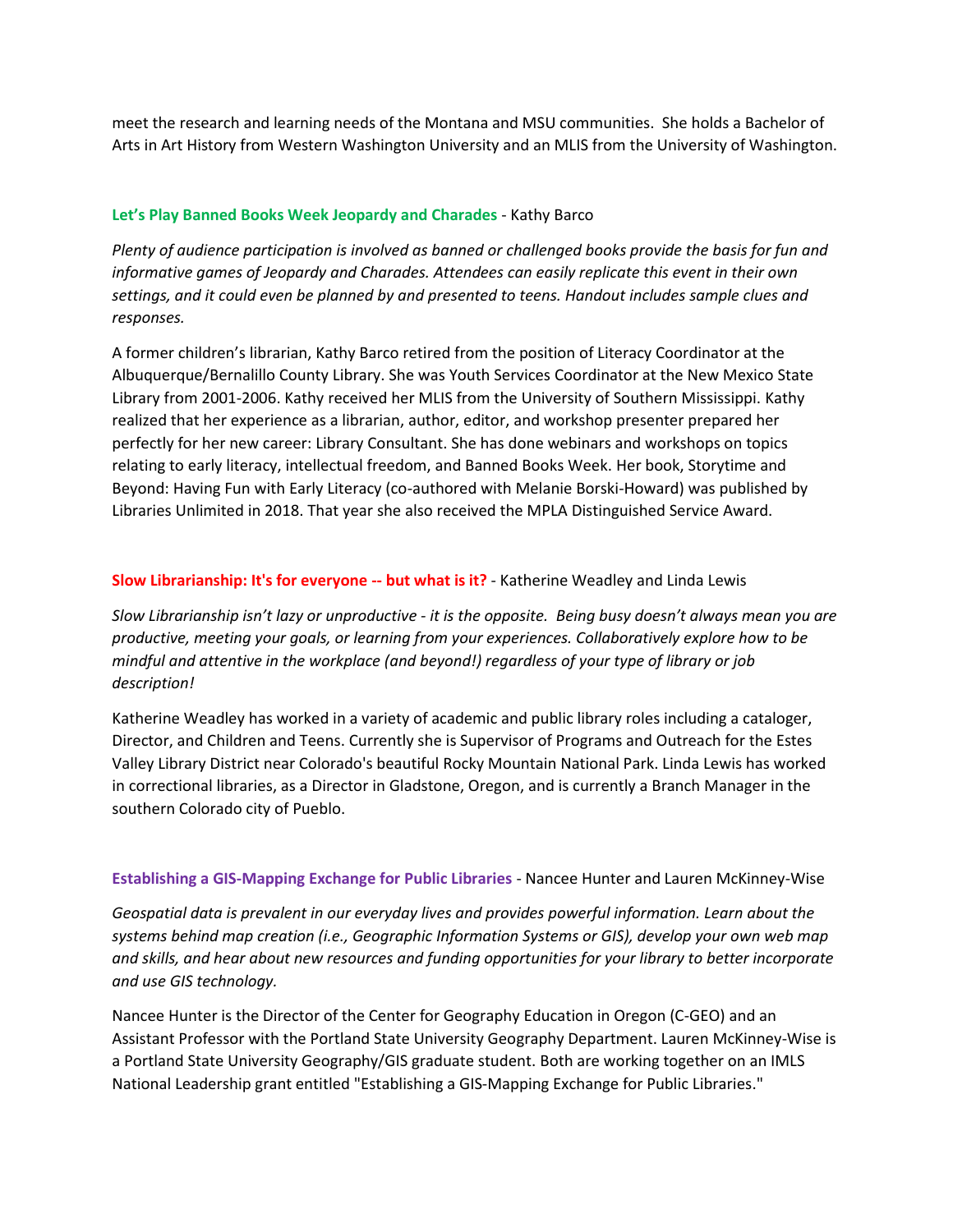meet the research and learning needs of the Montana and MSU communities.  She holds a Bachelor of Arts in Art History from Western Washington University and an MLIS from the University of Washington.

### Let's Play Banned Books Week Jeopardy and Charades - Kathy Barco

*Plenty of audience participation is involved as banned or challenged books provide the basis for fun and informative games of Jeopardy and Charades. Attendees can easily replicate this event in their own settings, and it could even be planned by and presented to teens. Handout includes sample clues and responses.*

A former children's librarian, Kathy Barco retired from the position of Literacy Coordinator at the Albuquerque/Bernalillo County Library. She was Youth Services Coordinator at the New Mexico State Library from 2001-2006. Kathy received her MLIS from the University of Southern Mississippi. Kathy realized that her experience as a librarian, author, editor, and workshop presenter prepared her perfectly for her new career: Library Consultant. She has done webinars and workshops on topics relating to early literacy, intellectual freedom, and Banned Books Week. Her book, Storytime and Beyond: Having Fun with Early Literacy (co-authored with Melanie Borski-Howard) was published by Libraries Unlimited in 2018. That year she also received the MPLA Distinguished Service Award.

### Slow Librarianship: It's for everyone -- but what is it? - Katherine Weadley and Linda Lewis

*Slow Librarianship isn't lazy or unproductive - it is the opposite.  Being busy doesn't always mean you are productive, meeting your goals, or learning from your experiences. Collaboratively explore how to be mindful and attentive in the workplace (and beyond!) regardless of your type of library or job description!*

Katherine Weadley has worked in a variety of academic and public library roles including a cataloger, Director, and Children and Teens. Currently she is Supervisor of Programs and Outreach for the Estes Valley Library District near Colorado's beautiful Rocky Mountain National Park. Linda Lewis has worked in correctional libraries, as a Director in Gladstone, Oregon, and is currently a Branch Manager in the southern Colorado city of Pueblo.

### Establishing a GIS-Mapping Exchange for Public Libraries - Nancee Hunter and Lauren McKinney-Wise

*Geospatial data is prevalent in our everyday lives and provides powerful information. Learn about the systems behind map creation (i.e., Geographic Information Systems or GIS), develop your own web map and skills, and hear about new resources and funding opportunities for your library to better incorporate and use GIS technology.*

Nancee Hunter is the Director of the Center for Geography Education in Oregon (C-GEO) and an Assistant Professor with the Portland State University Geography Department. Lauren McKinney-Wise is a Portland State University Geography/GIS graduate student. Both are working together on an IMLS National Leadership grant entitled "Establishing a GIS-Mapping Exchange for Public Libraries."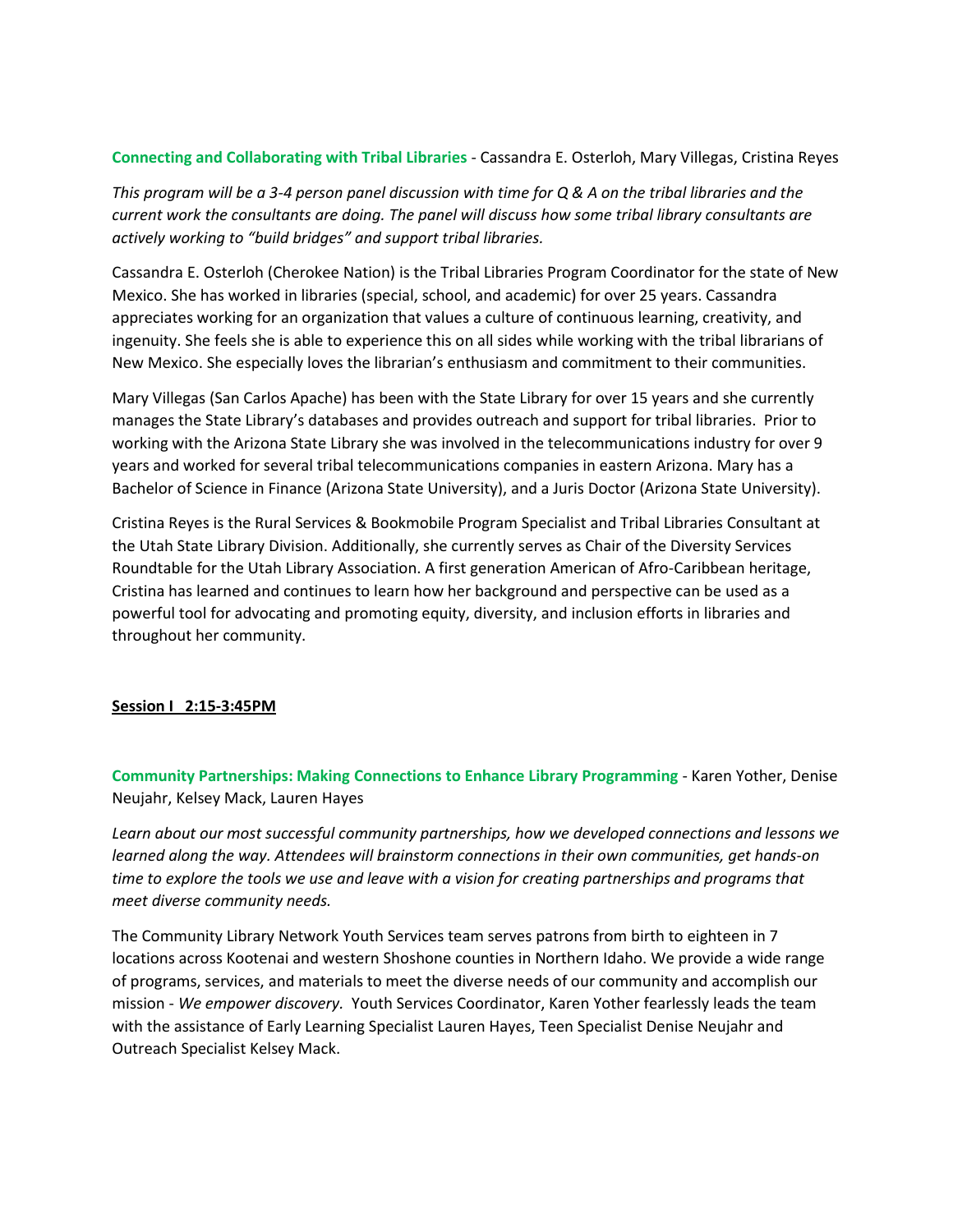**Connecting and Collaborating with Tribal Libraries** - Cassandra E. Osterloh, Mary Villegas, Cristina Reyes

*This program will be a 3-4 person panel discussion with time for Q & A on the tribal libraries and the current work the consultants are doing. The panel will discuss how some tribal library consultants are actively working to "build bridges" and support tribal libraries.*

Cassandra E. Osterloh (Cherokee Nation) is the Tribal Libraries Program Coordinator for the state of New Mexico. She has worked in libraries (special, school, and academic) for over 25 years. Cassandra appreciates working for an organization that values a culture of continuous learning, creativity, and ingenuity. She feels she is able to experience this on all sides while working with the tribal librarians of New Mexico. She especially loves the librarian's enthusiasm and commitment to their communities.

Mary Villegas (San Carlos Apache) has been with the State Library for over 15 years and she currently manages the State Library's databases and provides outreach and support for tribal libraries. Prior to working with the Arizona State Library she was involved in the telecommunications industry for over 9 years and worked for several tribal telecommunications companies in eastern Arizona. Mary has a Bachelor of Science in Finance (Arizona State University), and a Juris Doctor (Arizona State University).

Cristina Reyes is the Rural Services & Bookmobile Program Specialist and Tribal Libraries Consultant at the Utah State Library Division. Additionally, she currently serves as Chair of the Diversity Services Roundtable for the Utah Library Association. A first generation American of Afro-Caribbean heritage, Cristina has learned and continues to learn how her background and perspective can be used as a powerful tool for advocating and promoting equity, diversity, and inclusion efforts in libraries and throughout her community.

## Session I 2:15-3:45PM

**Community Partnerships: Making Connections to Enhance Library Programming** - Karen Yother, Denise Neujahr, Kelsey Mack, Lauren Hayes

*Learn about our most successful community partnerships, how we developed connections and lessons we learned along the way. Attendees will brainstorm connections in their own communities, get hands-on time to explore the tools we use and leave with a vision for creating partnerships and programs that meet diverse community needs.*

The Community Library Network Youth Services team serves patrons from birth to eighteen in 7 locations across Kootenai and western Shoshone counties in Northern Idaho. We provide a wide range of programs, services, and materials to meet the diverse needs of our community and accomplish our mission - *We empower discovery.* Youth Services Coordinator, Karen Yother fearlessly leads the team with the assistance of Early Learning Specialist Lauren Hayes, Teen Specialist Denise Neujahr and Outreach Specialist Kelsey Mack.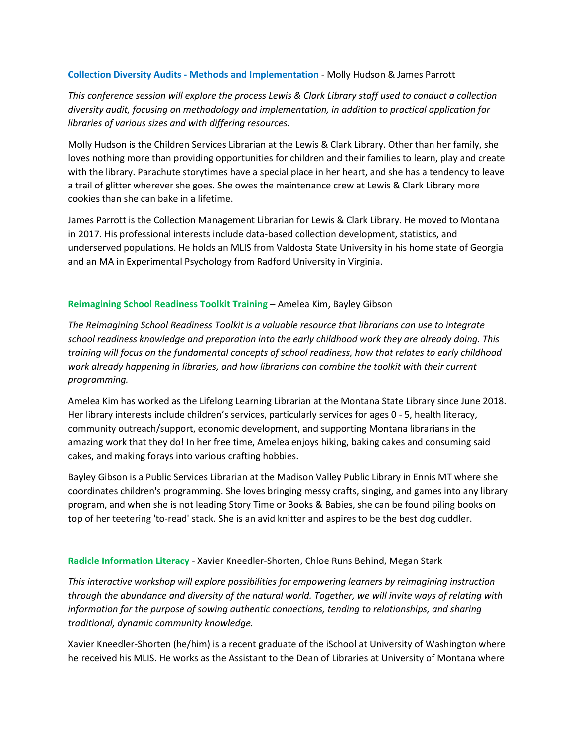**Collection Diversity Audits - Methods and Implementation** - Molly Hudson & James Parrott

*This conference session will explore the process Lewis & Clark Library staff used to conduct a collection diversity audit, focusing on methodology and implementation, in addition to practical application for libraries of various sizes and with differing resources.*

Molly Hudson is the Children Services Librarian at the Lewis & Clark Library. Other than her family, she loves nothing more than providing opportunities for children and their families to learn, play and create with the library. Parachute storytimes have a special place in her heart, and she has a tendency to leave a trail of glitter wherever she goes. She owes the maintenance crew at Lewis & Clark Library more cookies than she can bake in a lifetime.

James Parrott is the Collection Management Librarian for Lewis & Clark Library. He moved to Montana in 2017. His professional interests include data-based collection development, statistics, and underserved populations. He holds an MLIS from Valdosta State University in his home state of Georgia and an MA in Experimental Psychology from Radford University in Virginia.

**Reimagining School Readiness Toolkit Training** – Amelea Kim, Bayley Gibson

*The Reimagining School Readiness Toolkit is a valuable resource that librarians can use to integrate school readiness knowledge and preparation into the early childhood work they are already doing. This training will focus on the fundamental concepts of school readiness, how that relates to early childhood work already happening in libraries, and how librarians can combine the toolkit with their current programming.*

Amelea Kim has worked as the Lifelong Learning Librarian at the Montana State Library since June 2018. Her library interests include children's services, particularly services for ages 0 - 5, health literacy, community outreach/support, economic development, and supporting Montana librarians in the amazing work that they do! In her free time, Amelea enjoys hiking, baking cakes and consuming said cakes, and making forays into various crafting hobbies.

Bayley Gibson is a Public Services Librarian at the Madison Valley Public Library in Ennis MT where she coordinates children's programming. She loves bringing messy crafts, singing, and games into any library program, and when she is not leading Story Time or Books & Babies, she can be found piling books on top of her teetering 'to-read' stack. She is an avid knitter and aspires to be the best dog cuddler.

**Radicle Information Literacy** - Xavier Kneedler-Shorten, Chloe Runs Behind, Megan Stark

*This interactive workshop will explore possibilities for empowering learners by reimagining instruction through the abundance and diversity of the natural world. Together, we will invite ways of relating with information for the purpose of sowing authentic connections, tending to relationships, and sharing traditional, dynamic community knowledge.*

Xavier Kneedler-Shorten (he/him) is a recent graduate of the iSchool at University of Washington where he received his MLIS. He works as the Assistant to the Dean of Libraries at University of Montana where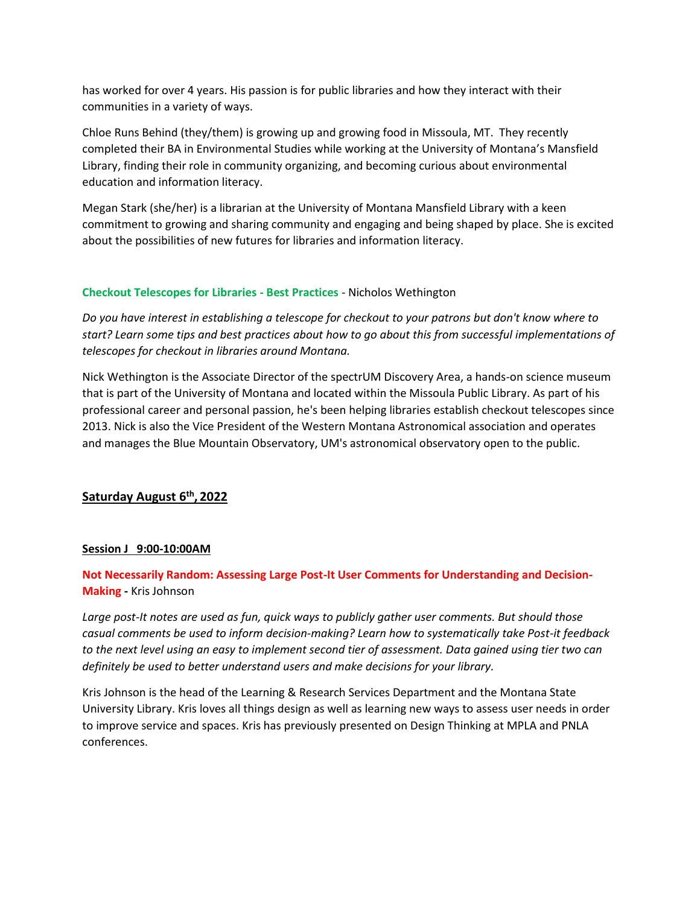has worked for over 4 years. His passion is for public libraries and how they interact with their communities in a variety of ways.

Chloe Runs Behind (they/them) is growing up and growing food in Missoula, MT. They recently completed their BA in Environmental Studies while working at the University of Montana's Mansfield Library, finding their role in community organizing, and becoming curious about environmental education and information literacy.

Megan Stark (she/her) is a librarian at the University of Montana Mansfield Library with a keen commitment to growing and sharing community and engaging and being shaped by place. She is excited about the possibilities of new futures for libraries and information literacy.

**Checkout Telescopes for Libraries - Best Practices** - Nicholos Wethington

*Do you have interest in establishing a telescope for checkout to your patrons but don't know where to start? Learn some tips and best practices about how to go about this from successful implementations of telescopes for checkout in libraries around Montana.*

Nick Wethington is the Associate Director of the spectrUM Discovery Area, a hands-on science museum that is part of the University of Montana and located within the Missoula Public Library. As part of his professional career and personal passion, he's been helping libraries establish checkout telescopes since 2013. Nick is also the Vice President of the Western Montana Astronomical association and operates and manages the Blue Mountain Observatory, UM's astronomical observatory open to the public.

## Saturday August 6th, 2022

### Session J 9:00-10:00AM

**Not Necessarily Random: Assessing Large Post-It User Comments for Understanding and Decision-Making -** Kris Johnson

*Large post-It notes are used as fun, quick ways to publicly gather user comments. But should those casual comments be used to inform decision-making? Learn how to systematically take Post-it feedback to the next level using an easy to implement second tier of assessment. Data gained using tier two can definitely be used to better understand users and make decisions for your library.*

Kris Johnson is the head of the Learning & Research Services Department and the Montana State University Library. Kris loves all things design as well as learning new ways to assess user needs in order to improve service and spaces. Kris has previously presented on Design Thinking at MPLA and PNLA conferences.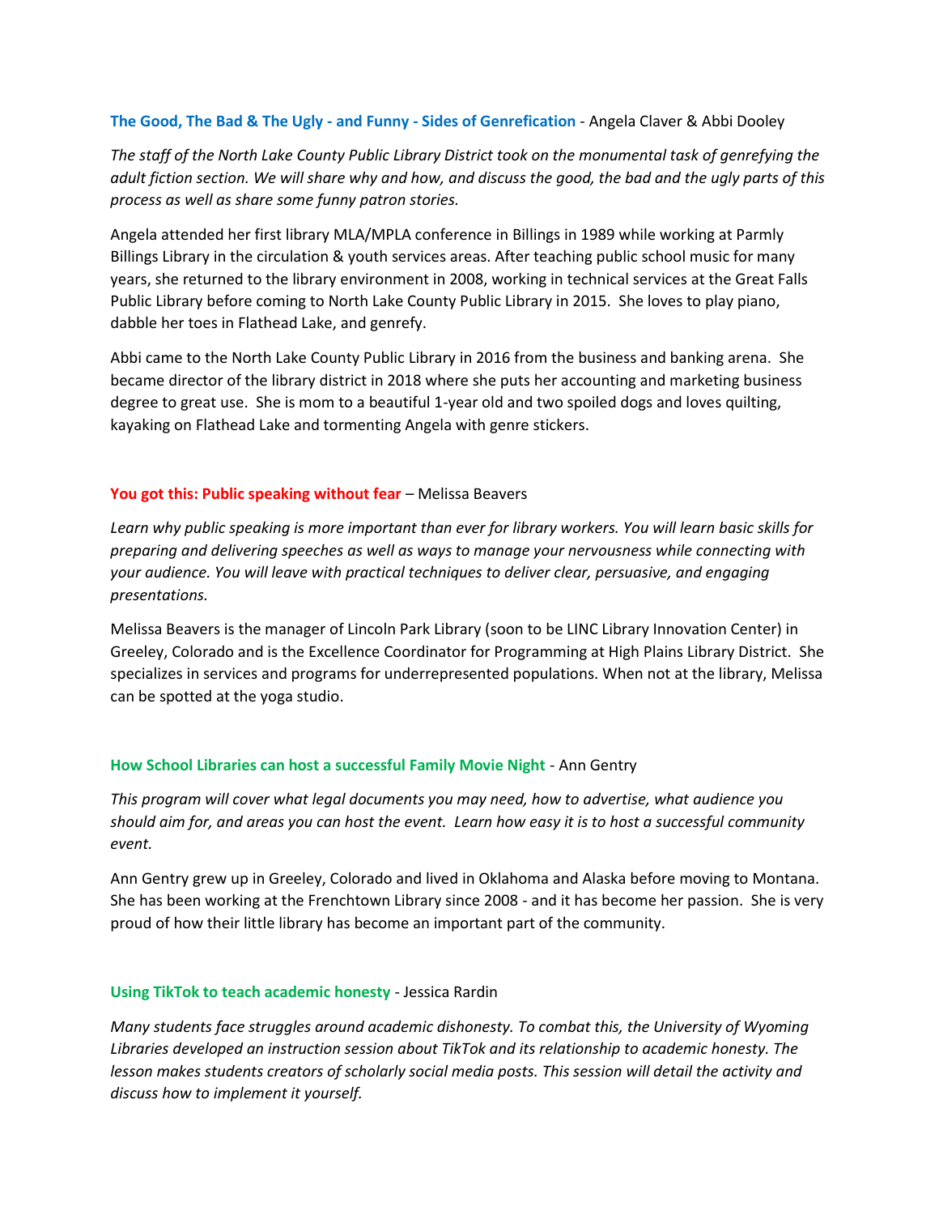**The Good, The Bad & The Ugly - and Funny - Sides of Genrefication** - Angela Claver & Abbi Dooley

*The staff of the North Lake County Public Library District took on the monumental task of genrefying the adult fiction section. We will share why and how, and discuss the good, the bad and the ugly parts of this process as well as share some funny patron stories.*

Angela attended her first library MLA/MPLA conference in Billings in 1989 while working at Parmly Billings Library in the circulation & youth services areas. After teaching public school music for many years, she returned to the library environment in 2008, working in technical services at the Great Falls Public Library before coming to North Lake County Public Library in 2015. She loves to play piano, dabble her toes in Flathead Lake, and genrefy.

Abbi came to the North Lake County Public Library in 2016 from the business and banking arena. She became director of the library district in 2018 where she puts her accounting and marketing business degree to great use. She is mom to a beautiful 1-year old and two spoiled dogs and loves quilting, kayaking on Flathead Lake and tormenting Angela with genre stickers.

**You got this: Public speaking without fear** – Melissa Beavers

*Learn why public speaking is more important than ever for library workers. You will learn basic skills for preparing and delivering speeches as well as ways to manage your nervousness while connecting with your audience. You will leave with practical techniques to deliver clear, persuasive, and engaging presentations.*

Melissa Beavers is the manager of Lincoln Park Library (soon to be LINC Library Innovation Center) in Greeley, Colorado and is the Excellence Coordinator for Programming at High Plains Library District. She specializes in services and programs for underrepresented populations. When not at the library, Melissa can be spotted at the yoga studio.

**How School Libraries can host a successful Family Movie Night** - Ann Gentry

*This program will cover what legal documents you may need, how to advertise, what audience you should aim for, and areas you can host the event. Learn how easy it is to host a successful community event.*

Ann Gentry grew up in Greeley, Colorado and lived in Oklahoma and Alaska before moving to Montana. She has been working at the Frenchtown Library since 2008 - and it has become her passion. She is very proud of how their little library has become an important part of the community.

**Using TikTok to teach academic honesty** - Jessica Rardin

*Many students face struggles around academic dishonesty. To combat this, the University of Wyoming Libraries developed an instruction session about TikTok and its relationship to academic honesty. The lesson makes students creators of scholarly social media posts. This session will detail the activity and discuss how to implement it yourself.*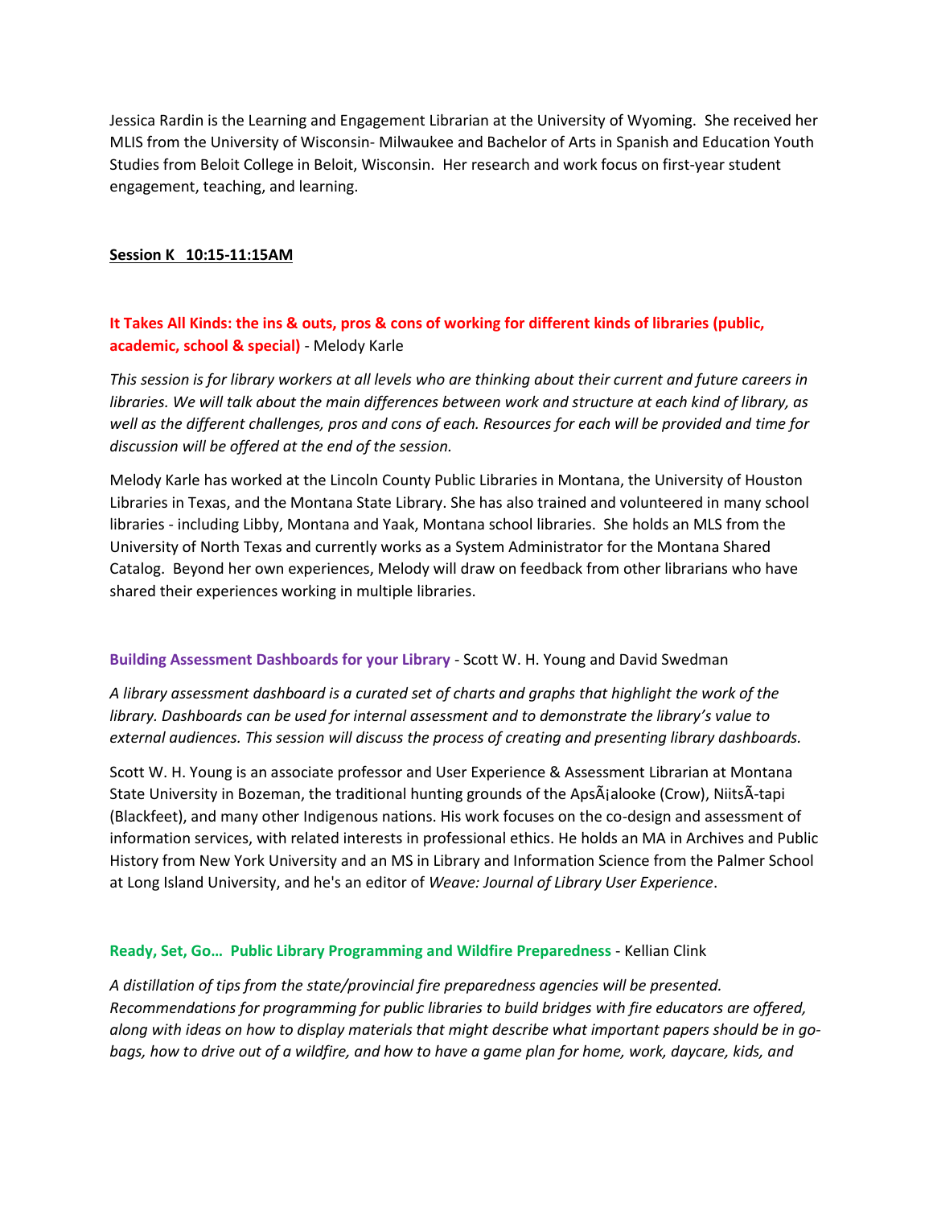Jessica Rardin is the Learning and Engagement Librarian at the University of Wyoming. She received her MLIS from the University of Wisconsin- Milwaukee and Bachelor of Arts in Spanish and Education Youth Studies from Beloit College in Beloit, Wisconsin. Her research and work focus on first-year student engagement, teaching, and learning.

**Session K 10:15-11:15AM**

**It Takes All Kinds: the ins & outs, pros & cons of working for different kinds of libraries (public, academic, school & special)** - Melody Karle

*This session is for library workers at all levels who are thinking about their current and future careers in libraries. We will talk about the main differences between work and structure at each kind of library, as well as the different challenges, pros and cons of each. Resources for each will be provided and time for discussion will be offered at the end of the session.*

Melody Karle has worked at the Lincoln County Public Libraries in Montana, the University of Houston Libraries in Texas, and the Montana State Library. She has also trained and volunteered in many school libraries - including Libby, Montana and Yaak, Montana school libraries. She holds an MLS from the University of North Texas and currently works as a System Administrator for the Montana Shared Catalog. Beyond her own experiences, Melody will draw on feedback from other librarians who have shared their experiences working in multiple libraries.

**Building Assessment Dashboards for your Library** - Scott W. H. Young and David Swedman

*A library assessment dashboard is a curated set of charts and graphs that highlight the work of the library. Dashboards can be used for internal assessment and to demonstrate the library's value to external audiences. This session will discuss the process of creating and presenting library dashboards.*

Scott W. H. Young is an associate professor and User Experience & Assessment Librarian at Montana State University in Bozeman, the traditional hunting grounds of the ApsÃ¡alooke (Crow), NiitsÃ-tapi (Blackfeet), and many other Indigenous nations. His work focuses on the co-design and assessment of information services, with related interests in professional ethics. He holds an MA in Archives and Public History from New York University and an MS in Library and Information Science from the Palmer School at Long Island University, and he's an editor of *Weave: Journal of Library User Experience*.

**Ready, Set, Go… Public Library Programming and Wildfire Preparedness** - Kellian Clink

*A distillation of tips from the state/provincial fire preparedness agencies will be presented. Recommendations for programming for public libraries to build bridges with fire educators are offered, along with ideas on how to display materials that might describe what important papers should be in go-bags, how to drive out of a wildfire, and how to have a game plan for home, work, daycare, kids, and*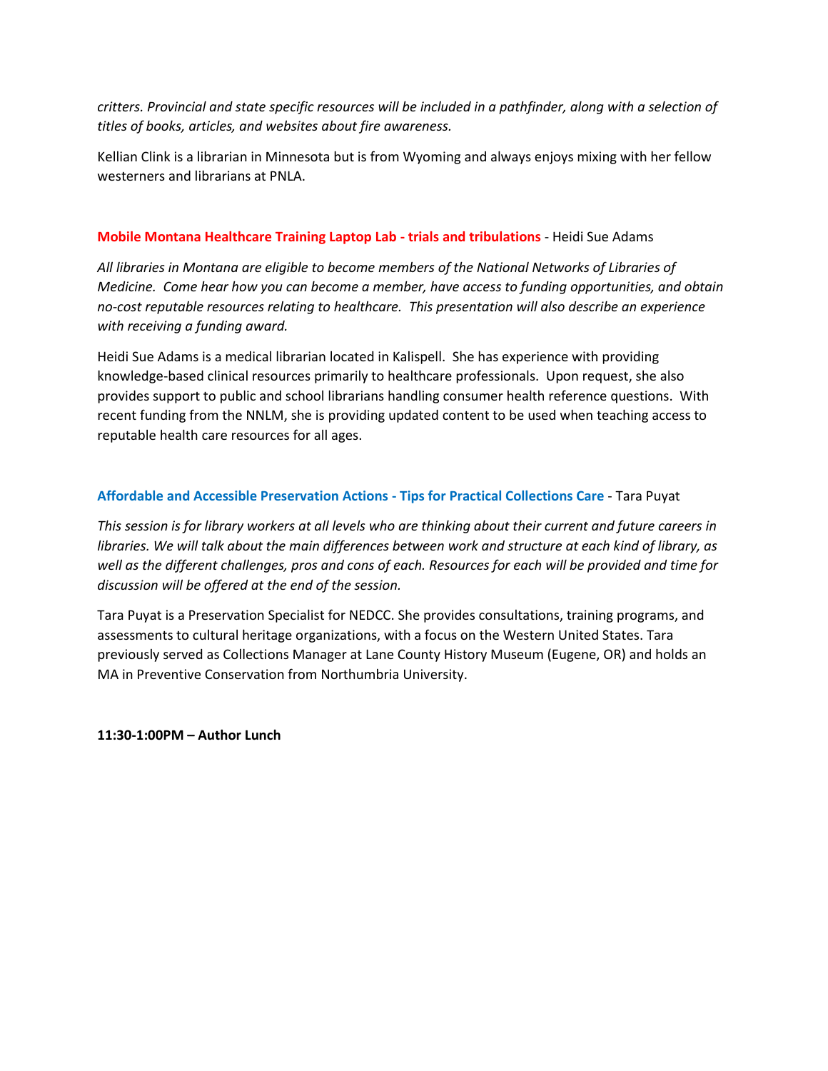*critters. Provincial and state specific resources will be included in a pathfinder, along with a selection of titles of books, articles, and websites about fire awareness.*

Kellian Clink is a librarian in Minnesota but is from Wyoming and always enjoys mixing with her fellow westerners and librarians at PNLA.

**Mobile Montana Healthcare Training Laptop Lab - trials and tribulations** - Heidi Sue Adams

*All libraries in Montana are eligible to become members of the National Networks of Libraries of Medicine. Come hear how you can become a member, have access to funding opportunities, and obtain no-cost reputable resources relating to healthcare. This presentation will also describe an experience with receiving a funding award.*

Heidi Sue Adams is a medical librarian located in Kalispell. She has experience with providing knowledge-based clinical resources primarily to healthcare professionals. Upon request, she also provides support to public and school librarians handling consumer health reference questions. With recent funding from the NNLM, she is providing updated content to be used when teaching access to reputable health care resources for all ages.

**Affordable and Accessible Preservation Actions - Tips for Practical Collections Care** - Tara Puyat

*This session is for library workers at all levels who are thinking about their current and future careers in libraries. We will talk about the main differences between work and structure at each kind of library, as well as the different challenges, pros and cons of each. Resources for each will be provided and time for discussion will be offered at the end of the session.*

Tara Puyat is a Preservation Specialist for NEDCC. She provides consultations, training programs, and assessments to cultural heritage organizations, with a focus on the Western United States. Tara previously served as Collections Manager at Lane County History Museum (Eugene, OR) and holds an MA in Preventive Conservation from Northumbria University.

**11:30-1:00PM – Author Lunch**